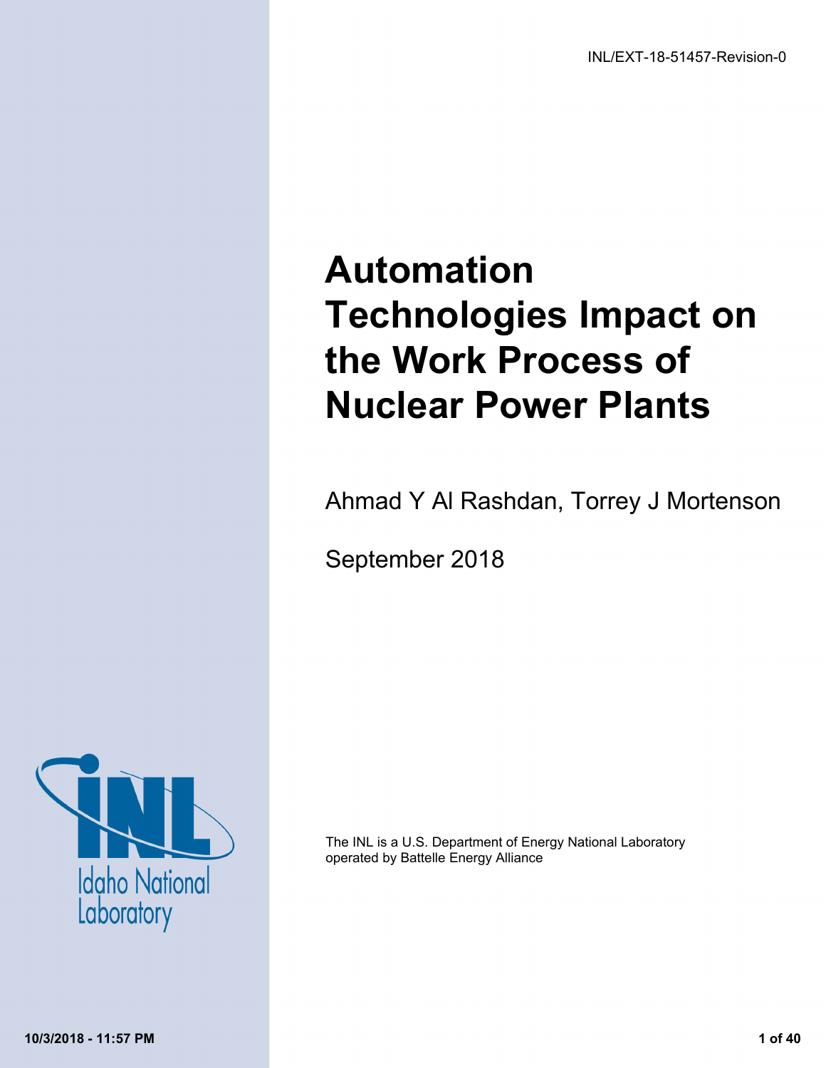INL/EXT-18-51457-Revision-0

# Automation Technologies Impact on the Work Process of Nuclear Power Plants

Ahmad Y Al Rashdan, Torrey J Mortenson

September 2018

The INL is a U.S. Department of Energy National Laboratory operated by Battelle Energy Alliance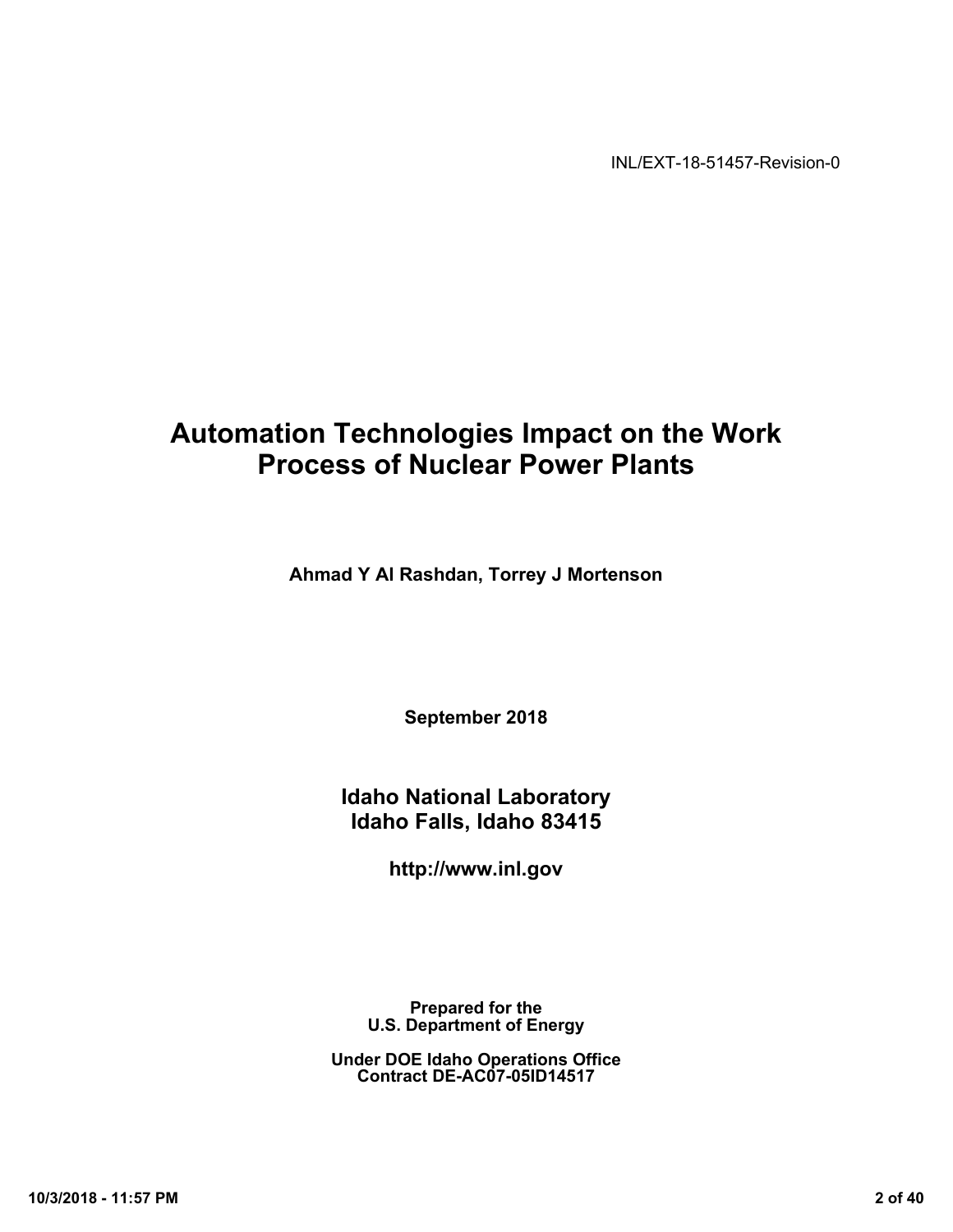INL/EXT-18-51457-Revision-0

# Automation Technologies Impact on the Work Process of Nuclear Power Plants

**Ahmad Y Al Rashdan, Torrey J Mortenson**

**September 2018**

**Idaho National Laboratory**
**Idaho Falls, Idaho 83415**

**http://www.inl.gov**

**Prepared for the**
**U.S. Department of Energy**

**Under DOE Idaho Operations Office**
**Contract DE-AC07-05ID14517**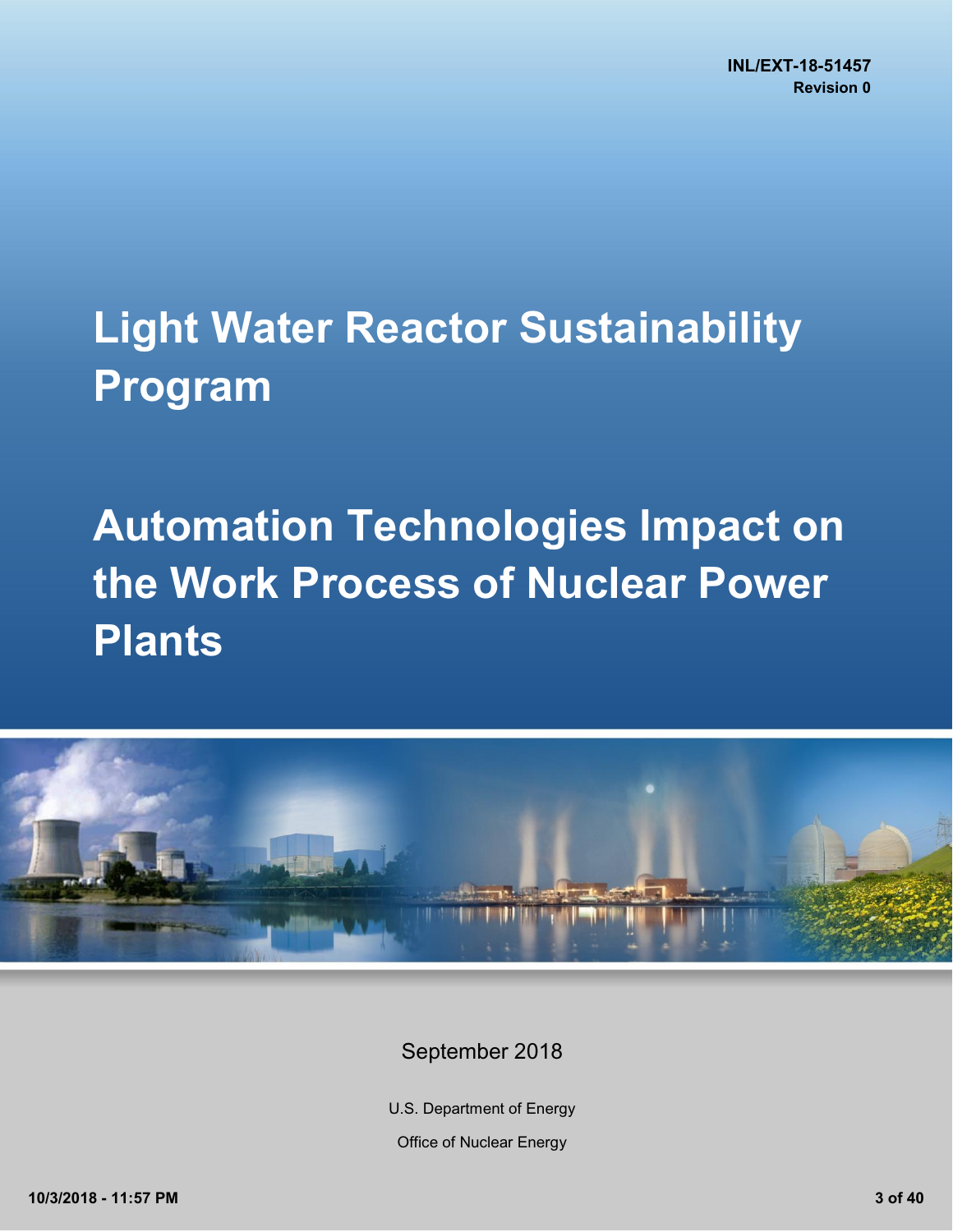INL/EXT-18-51457
Revision 0

# Light Water Reactor Sustainability Program

# Automation Technologies Impact on the Work Process of Nuclear Power Plants

September 2018

U.S. Department of Energy

Office of Nuclear Energy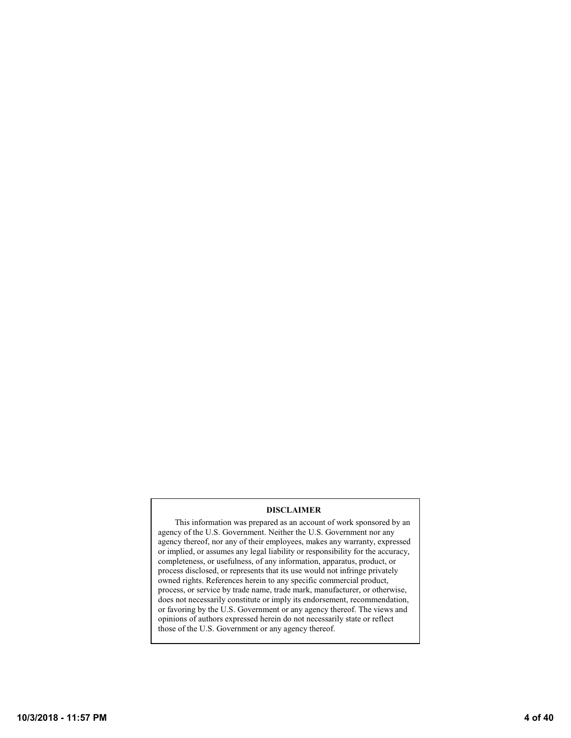**DISCLAIMER**

This information was prepared as an account of work sponsored by an agency of the U.S. Government. Neither the U.S. Government nor any agency thereof, nor any of their employees, makes any warranty, expressed or implied, or assumes any legal liability or responsibility for the accuracy, completeness, or usefulness, of any information, apparatus, product, or process disclosed, or represents that its use would not infringe privately owned rights. References herein to any specific commercial product, process, or service by trade name, trade mark, manufacturer, or otherwise, does not necessarily constitute or imply its endorsement, recommendation, or favoring by the U.S. Government or any agency thereof. The views and opinions of authors expressed herein do not necessarily state or reflect those of the U.S. Government or any agency thereof.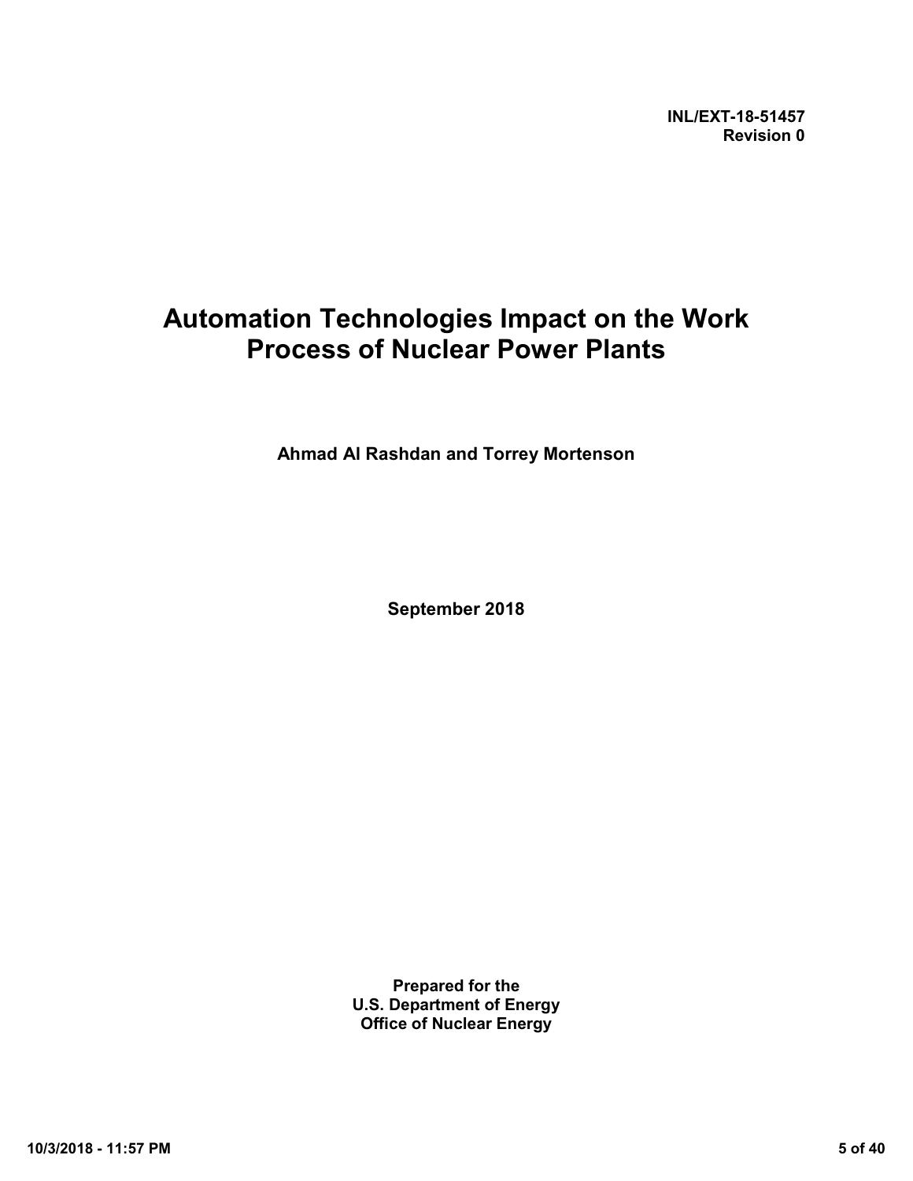**INL/EXT-18-51457**
**Revision 0**

# Automation Technologies Impact on the Work Process of Nuclear Power Plants

**Ahmad Al Rashdan and Torrey Mortenson**

**September 2018**

**Prepared for the**
**U.S. Department of Energy**
**Office of Nuclear Energy**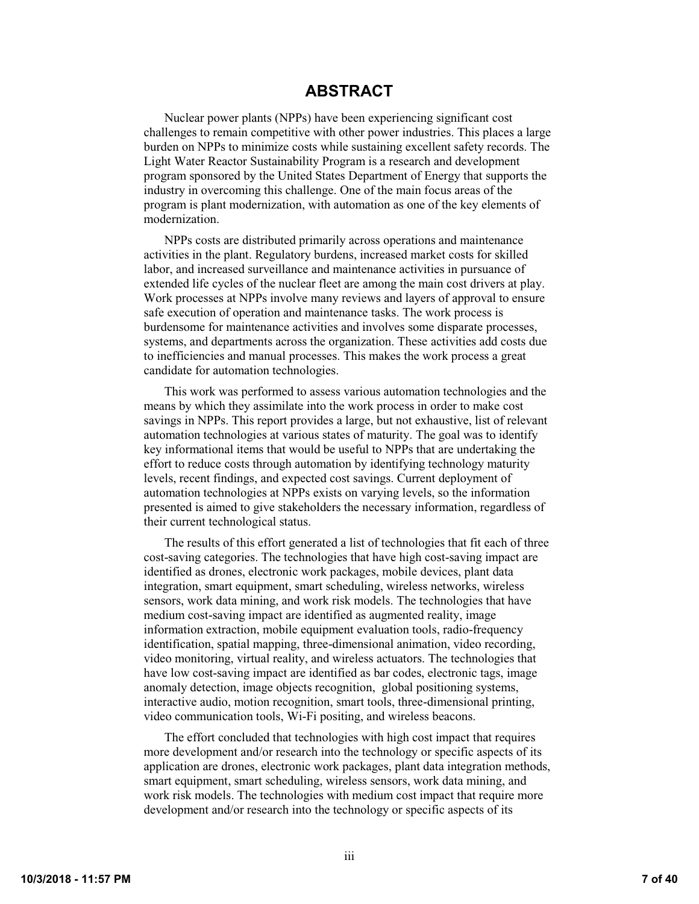# ABSTRACT

Nuclear power plants (NPPs) have been experiencing significant cost challenges to remain competitive with other power industries. This places a large burden on NPPs to minimize costs while sustaining excellent safety records. The Light Water Reactor Sustainability Program is a research and development program sponsored by the United States Department of Energy that supports the industry in overcoming this challenge. One of the main focus areas of the program is plant modernization, with automation as one of the key elements of modernization.

NPPs costs are distributed primarily across operations and maintenance activities in the plant. Regulatory burdens, increased market costs for skilled labor, and increased surveillance and maintenance activities in pursuance of extended life cycles of the nuclear fleet are among the main cost drivers at play. Work processes at NPPs involve many reviews and layers of approval to ensure safe execution of operation and maintenance tasks. The work process is burdensome for maintenance activities and involves some disparate processes, systems, and departments across the organization. These activities add costs due to inefficiencies and manual processes. This makes the work process a great candidate for automation technologies.

This work was performed to assess various automation technologies and the means by which they assimilate into the work process in order to make cost savings in NPPs. This report provides a large, but not exhaustive, list of relevant automation technologies at various states of maturity. The goal was to identify key informational items that would be useful to NPPs that are undertaking the effort to reduce costs through automation by identifying technology maturity levels, recent findings, and expected cost savings. Current deployment of automation technologies at NPPs exists on varying levels, so the information presented is aimed to give stakeholders the necessary information, regardless of their current technological status.

The results of this effort generated a list of technologies that fit each of three cost-saving categories. The technologies that have high cost-saving impact are identified as drones, electronic work packages, mobile devices, plant data integration, smart equipment, smart scheduling, wireless networks, wireless sensors, work data mining, and work risk models. The technologies that have medium cost-saving impact are identified as augmented reality, image information extraction, mobile equipment evaluation tools, radio-frequency identification, spatial mapping, three-dimensional animation, video recording, video monitoring, virtual reality, and wireless actuators. The technologies that have low cost-saving impact are identified as bar codes, electronic tags, image anomaly detection, image objects recognition, global positioning systems, interactive audio, motion recognition, smart tools, three-dimensional printing, video communication tools, Wi-Fi positing, and wireless beacons.

The effort concluded that technologies with high cost impact that requires more development and/or research into the technology or specific aspects of its application are drones, electronic work packages, plant data integration methods, smart equipment, smart scheduling, wireless sensors, work data mining, and work risk models. The technologies with medium cost impact that require more development and/or research into the technology or specific aspects of its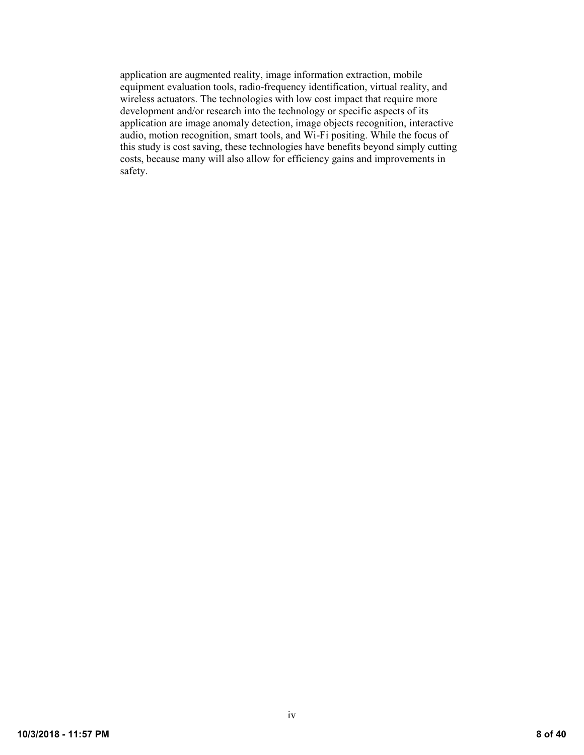application are augmented reality, image information extraction, mobile equipment evaluation tools, radio-frequency identification, virtual reality, and wireless actuators. The technologies with low cost impact that require more development and/or research into the technology or specific aspects of its application are image anomaly detection, image objects recognition, interactive audio, motion recognition, smart tools, and Wi-Fi positing. While the focus of this study is cost saving, these technologies have benefits beyond simply cutting costs, because many will also allow for efficiency gains and improvements in safety.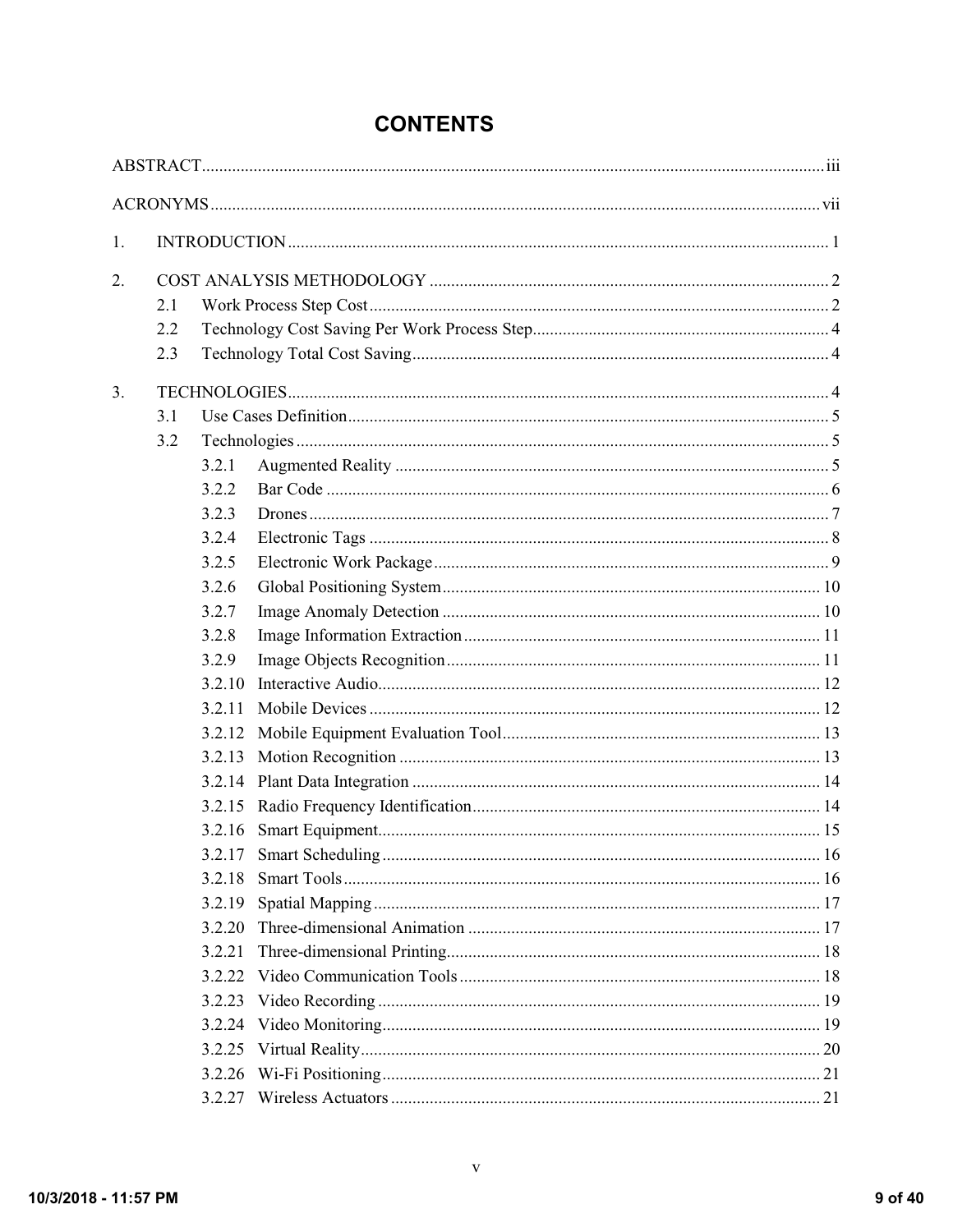# CONTENTS

ABSTRACT ........ iii

ACRONYMS ........ vii

1. INTRODUCTION ........ 1

2. COST ANALYSIS METHODOLOGY ........ 2
   - 2.1 Work Process Step Cost ........ 2
   - 2.2 Technology Cost Saving Per Work Process Step ........ 4
   - 2.3 Technology Total Cost Saving ........ 4

3. TECHNOLOGIES ........ 4
   - 3.1 Use Cases Definition ........ 5
   - 3.2 Technologies ........ 5
     - 3.2.1 Augmented Reality ........ 5
     - 3.2.2 Bar Code ........ 6
     - 3.2.3 Drones ........ 7
     - 3.2.4 Electronic Tags ........ 8
     - 3.2.5 Electronic Work Package ........ 9
     - 3.2.6 Global Positioning System ........ 10
     - 3.2.7 Image Anomaly Detection ........ 10
     - 3.2.8 Image Information Extraction ........ 11
     - 3.2.9 Image Objects Recognition ........ 11
     - 3.2.10 Interactive Audio ........ 12
     - 3.2.11 Mobile Devices ........ 12
     - 3.2.12 Mobile Equipment Evaluation Tool ........ 13
     - 3.2.13 Motion Recognition ........ 13
     - 3.2.14 Plant Data Integration ........ 14
     - 3.2.15 Radio Frequency Identification ........ 14
     - 3.2.16 Smart Equipment ........ 15
     - 3.2.17 Smart Scheduling ........ 16
     - 3.2.18 Smart Tools ........ 16
     - 3.2.19 Spatial Mapping ........ 17
     - 3.2.20 Three-dimensional Animation ........ 17
     - 3.2.21 Three-dimensional Printing ........ 18
     - 3.2.22 Video Communication Tools ........ 18
     - 3.2.23 Video Recording ........ 19
     - 3.2.24 Video Monitoring ........ 19
     - 3.2.25 Virtual Reality ........ 20
     - 3.2.26 Wi-Fi Positioning ........ 21
     - 3.2.27 Wireless Actuators ........ 21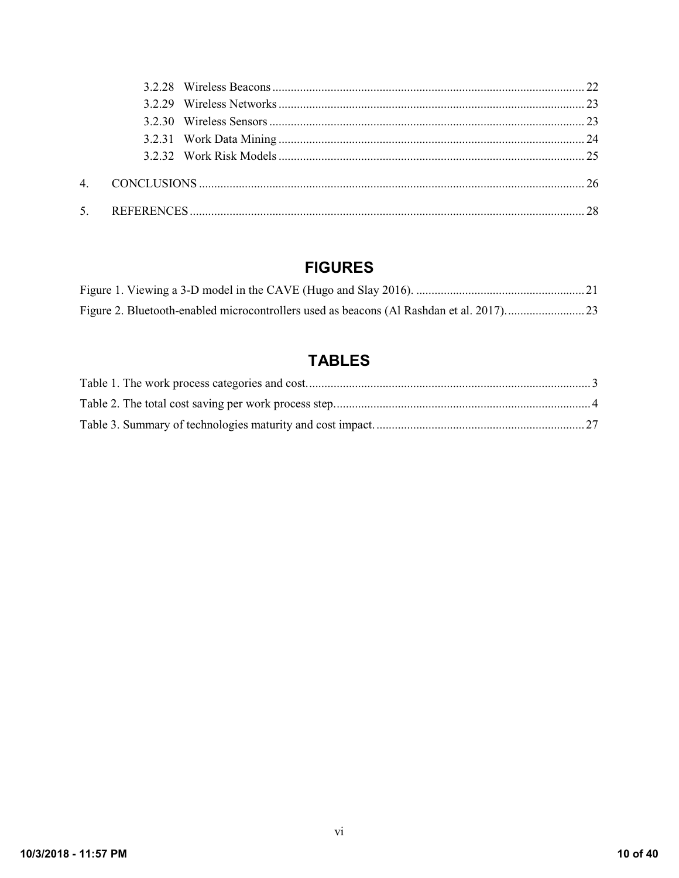3.2.28 Wireless Beacons ..................................................................................................... 22
3.2.29 Wireless Networks ................................................................................................... 23
3.2.30 Wireless Sensors ...................................................................................................... 23
3.2.31 Work Data Mining ................................................................................................... 24
3.2.32 Work Risk Models ................................................................................................... 25

4. CONCLUSIONS ............................................................................................................................ 26

5. REFERENCES ............................................................................................................................... 28

## FIGURES

Figure 1. Viewing a 3-D model in the CAVE (Hugo and Slay 2016). ....................................................... 21

Figure 2. Bluetooth-enabled microcontrollers used as beacons (Al Rashdan et al. 2017). ......................... 23

## TABLES

Table 1. The work process categories and cost. ........................................................................................... 3

Table 2. The total cost saving per work process step. .................................................................................. 4

Table 3. Summary of technologies maturity and cost impact. ................................................................... 27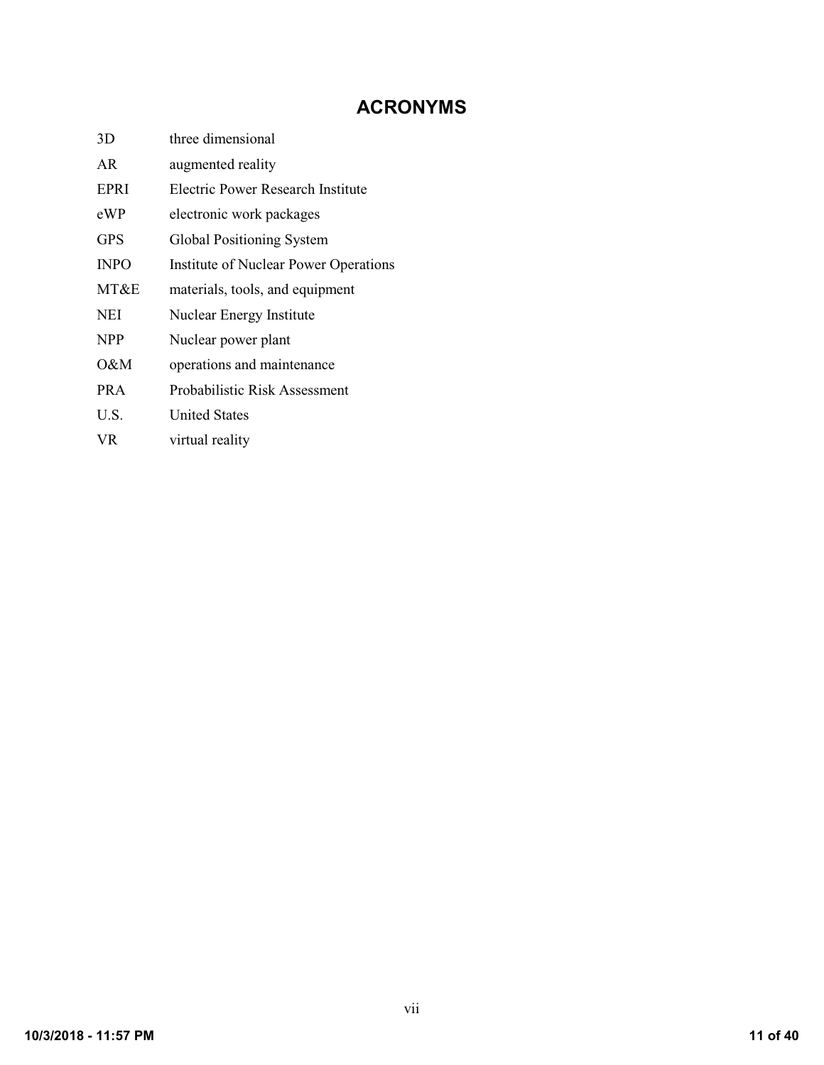# ACRONYMS

| | |
|---|---|
| 3D | three dimensional |
| AR | augmented reality |
| EPRI | Electric Power Research Institute |
| eWP | electronic work packages |
| GPS | Global Positioning System |
| INPO | Institute of Nuclear Power Operations |
| MT&E | materials, tools, and equipment |
| NEI | Nuclear Energy Institute |
| NPP | Nuclear power plant |
| O&M | operations and maintenance |
| PRA | Probabilistic Risk Assessment |
| U.S. | United States |
| VR | virtual reality |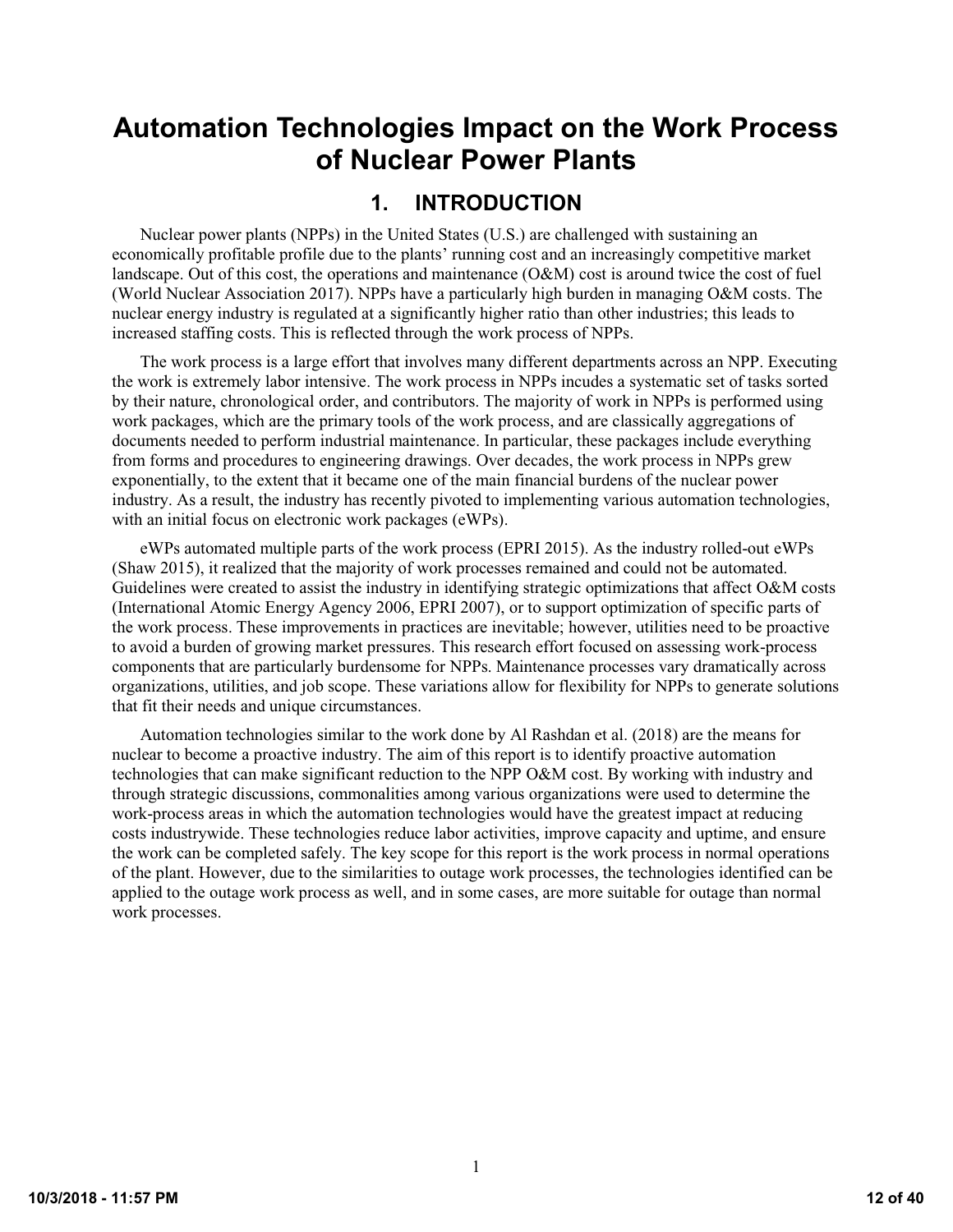# Automation Technologies Impact on the Work Process of Nuclear Power Plants

## 1. INTRODUCTION

Nuclear power plants (NPPs) in the United States (U.S.) are challenged with sustaining an economically profitable profile due to the plants' running cost and an increasingly competitive market landscape. Out of this cost, the operations and maintenance (O&M) cost is around twice the cost of fuel (World Nuclear Association 2017). NPPs have a particularly high burden in managing O&M costs. The nuclear energy industry is regulated at a significantly higher ratio than other industries; this leads to increased staffing costs. This is reflected through the work process of NPPs.

The work process is a large effort that involves many different departments across an NPP. Executing the work is extremely labor intensive. The work process in NPPs incudes a systematic set of tasks sorted by their nature, chronological order, and contributors. The majority of work in NPPs is performed using work packages, which are the primary tools of the work process, and are classically aggregations of documents needed to perform industrial maintenance. In particular, these packages include everything from forms and procedures to engineering drawings. Over decades, the work process in NPPs grew exponentially, to the extent that it became one of the main financial burdens of the nuclear power industry. As a result, the industry has recently pivoted to implementing various automation technologies, with an initial focus on electronic work packages (eWPs).

eWPs automated multiple parts of the work process (EPRI 2015). As the industry rolled-out eWPs (Shaw 2015), it realized that the majority of work processes remained and could not be automated. Guidelines were created to assist the industry in identifying strategic optimizations that affect O&M costs (International Atomic Energy Agency 2006, EPRI 2007), or to support optimization of specific parts of the work process. These improvements in practices are inevitable; however, utilities need to be proactive to avoid a burden of growing market pressures. This research effort focused on assessing work-process components that are particularly burdensome for NPPs. Maintenance processes vary dramatically across organizations, utilities, and job scope. These variations allow for flexibility for NPPs to generate solutions that fit their needs and unique circumstances.

Automation technologies similar to the work done by Al Rashdan et al. (2018) are the means for nuclear to become a proactive industry. The aim of this report is to identify proactive automation technologies that can make significant reduction to the NPP O&M cost. By working with industry and through strategic discussions, commonalities among various organizations were used to determine the work-process areas in which the automation technologies would have the greatest impact at reducing costs industrywide. These technologies reduce labor activities, improve capacity and uptime, and ensure the work can be completed safely. The key scope for this report is the work process in normal operations of the plant. However, due to the similarities to outage work processes, the technologies identified can be applied to the outage work process as well, and in some cases, are more suitable for outage than normal work processes.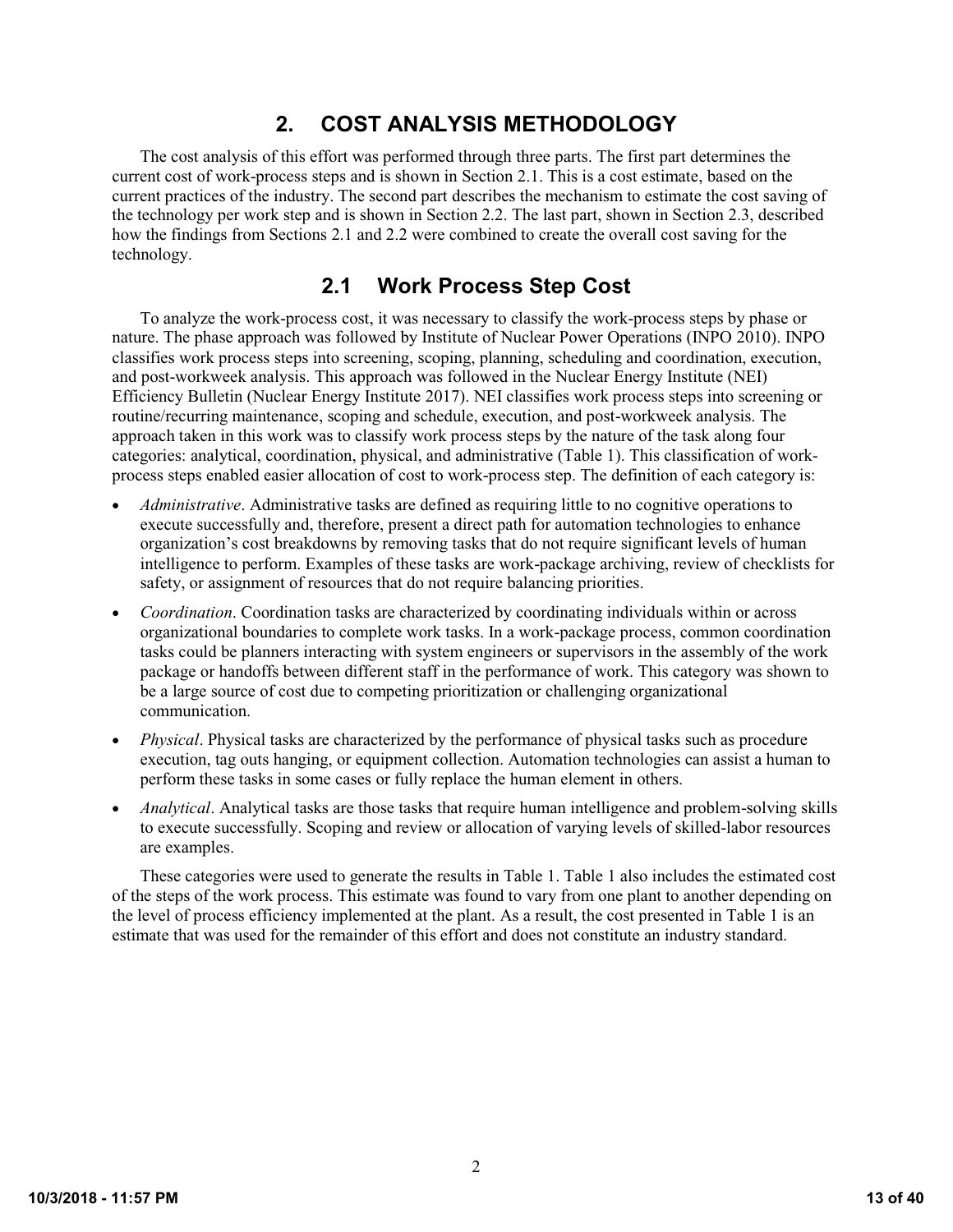# 2. COST ANALYSIS METHODOLOGY

The cost analysis of this effort was performed through three parts. The first part determines the current cost of work-process steps and is shown in Section 2.1. This is a cost estimate, based on the current practices of the industry. The second part describes the mechanism to estimate the cost saving of the technology per work step and is shown in Section 2.2. The last part, shown in Section 2.3, described how the findings from Sections 2.1 and 2.2 were combined to create the overall cost saving for the technology.

## 2.1 Work Process Step Cost

To analyze the work-process cost, it was necessary to classify the work-process steps by phase or nature. The phase approach was followed by Institute of Nuclear Power Operations (INPO 2010). INPO classifies work process steps into screening, scoping, planning, scheduling and coordination, execution, and post-workweek analysis. This approach was followed in the Nuclear Energy Institute (NEI) Efficiency Bulletin (Nuclear Energy Institute 2017). NEI classifies work process steps into screening or routine/recurring maintenance, scoping and schedule, execution, and post-workweek analysis. The approach taken in this work was to classify work process steps by the nature of the task along four categories: analytical, coordination, physical, and administrative (Table 1). This classification of work-process steps enabled easier allocation of cost to work-process step. The definition of each category is:

- *Administrative*. Administrative tasks are defined as requiring little to no cognitive operations to execute successfully and, therefore, present a direct path for automation technologies to enhance organization's cost breakdowns by removing tasks that do not require significant levels of human intelligence to perform. Examples of these tasks are work-package archiving, review of checklists for safety, or assignment of resources that do not require balancing priorities.
- *Coordination*. Coordination tasks are characterized by coordinating individuals within or across organizational boundaries to complete work tasks. In a work-package process, common coordination tasks could be planners interacting with system engineers or supervisors in the assembly of the work package or handoffs between different staff in the performance of work. This category was shown to be a large source of cost due to competing prioritization or challenging organizational communication.
- *Physical*. Physical tasks are characterized by the performance of physical tasks such as procedure execution, tag outs hanging, or equipment collection. Automation technologies can assist a human to perform these tasks in some cases or fully replace the human element in others.
- *Analytical*. Analytical tasks are those tasks that require human intelligence and problem-solving skills to execute successfully. Scoping and review or allocation of varying levels of skilled-labor resources are examples.

These categories were used to generate the results in Table 1. Table 1 also includes the estimated cost of the steps of the work process. This estimate was found to vary from one plant to another depending on the level of process efficiency implemented at the plant. As a result, the cost presented in Table 1 is an estimate that was used for the remainder of this effort and does not constitute an industry standard.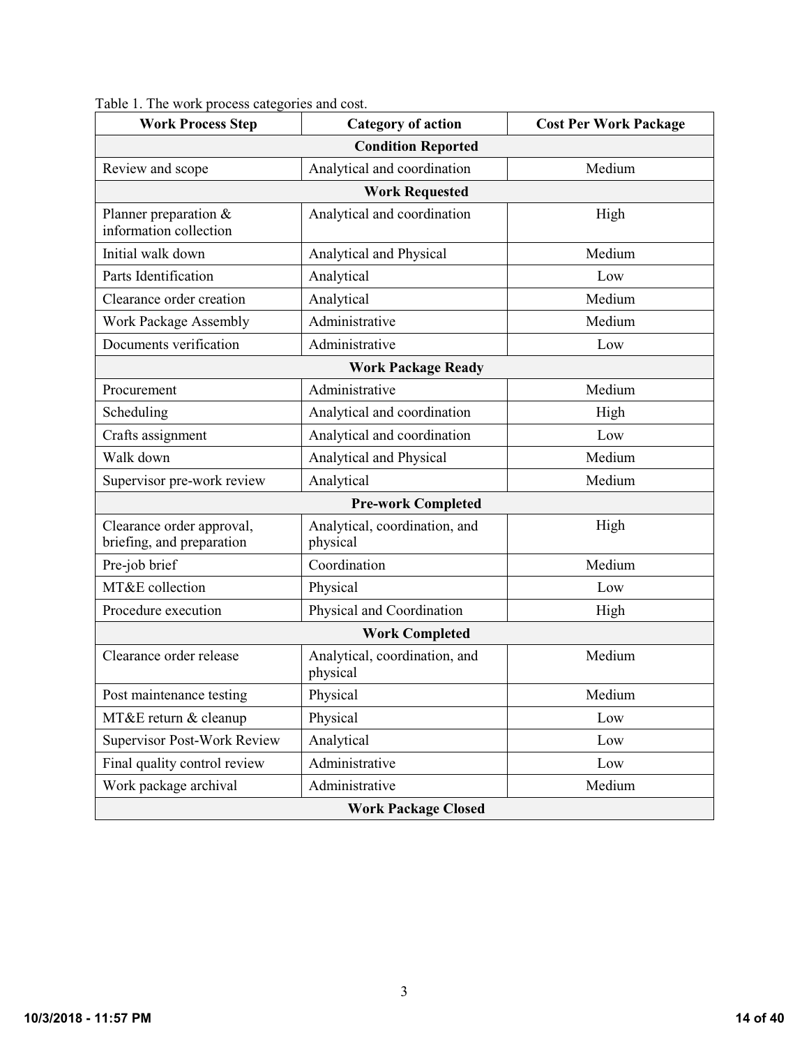Table 1. The work process categories and cost.

| Work Process Step | Category of action | Cost Per Work Package |
|---|---|---|
| **Condition Reported** | | |
| Review and scope | Analytical and coordination | Medium |
| **Work Requested** | | |
| Planner preparation & information collection | Analytical and coordination | High |
| Initial walk down | Analytical and Physical | Medium |
| Parts Identification | Analytical | Low |
| Clearance order creation | Analytical | Medium |
| Work Package Assembly | Administrative | Medium |
| Documents verification | Administrative | Low |
| **Work Package Ready** | | |
| Procurement | Administrative | Medium |
| Scheduling | Analytical and coordination | High |
| Crafts assignment | Analytical and coordination | Low |
| Walk down | Analytical and Physical | Medium |
| Supervisor pre-work review | Analytical | Medium |
| **Pre-work Completed** | | |
| Clearance order approval, briefing, and preparation | Analytical, coordination, and physical | High |
| Pre-job brief | Coordination | Medium |
| MT&E collection | Physical | Low |
| Procedure execution | Physical and Coordination | High |
| **Work Completed** | | |
| Clearance order release | Analytical, coordination, and physical | Medium |
| Post maintenance testing | Physical | Medium |
| MT&E return & cleanup | Physical | Low |
| Supervisor Post-Work Review | Analytical | Low |
| Final quality control review | Administrative | Low |
| Work package archival | Administrative | Medium |
| **Work Package Closed** | | |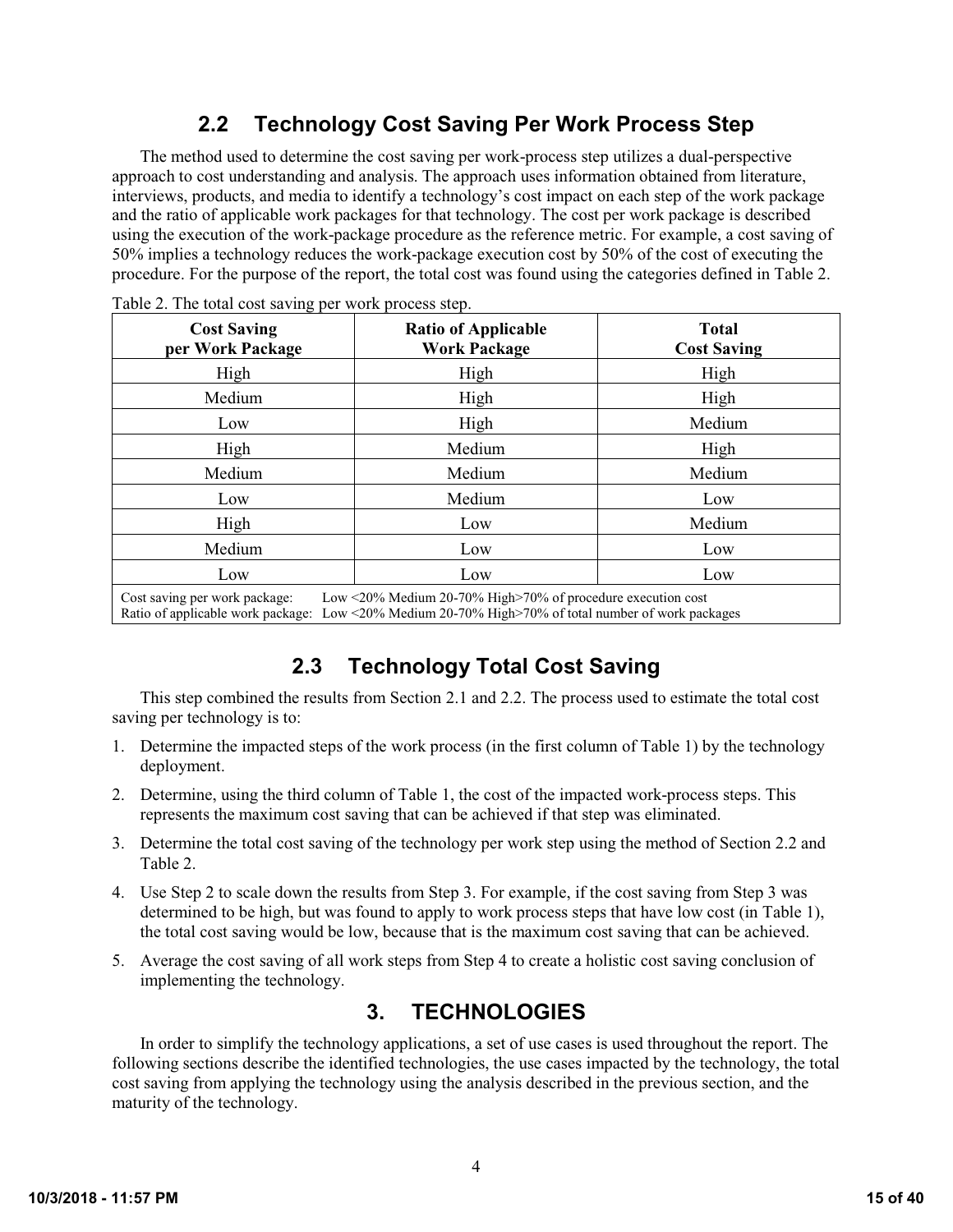## 2.2 Technology Cost Saving Per Work Process Step

The method used to determine the cost saving per work-process step utilizes a dual-perspective approach to cost understanding and analysis. The approach uses information obtained from literature, interviews, products, and media to identify a technology's cost impact on each step of the work package and the ratio of applicable work packages for that technology. The cost per work package is described using the execution of the work-package procedure as the reference metric. For example, a cost saving of 50% implies a technology reduces the work-package execution cost by 50% of the cost of executing the procedure. For the purpose of the report, the total cost was found using the categories defined in Table 2.

Table 2. The total cost saving per work process step.

| Cost Saving per Work Package | Ratio of Applicable Work Package | Total Cost Saving |
|---|---|---|
| High | High | High |
| Medium | High | High |
| Low | High | Medium |
| High | Medium | High |
| Medium | Medium | Medium |
| Low | Medium | Low |
| High | Low | Medium |
| Medium | Low | Low |
| Low | Low | Low |
| Cost saving per work package: Low <20% Medium 20-70% High>70% of procedure execution cost<br>Ratio of applicable work package: Low <20% Medium 20-70% High>70% of total number of work packages | | |

## 2.3 Technology Total Cost Saving

This step combined the results from Section 2.1 and 2.2. The process used to estimate the total cost saving per technology is to:

1. Determine the impacted steps of the work process (in the first column of Table 1) by the technology deployment.
2. Determine, using the third column of Table 1, the cost of the impacted work-process steps. This represents the maximum cost saving that can be achieved if that step was eliminated.
3. Determine the total cost saving of the technology per work step using the method of Section 2.2 and Table 2.
4. Use Step 2 to scale down the results from Step 3. For example, if the cost saving from Step 3 was determined to be high, but was found to apply to work process steps that have low cost (in Table 1), the total cost saving would be low, because that is the maximum cost saving that can be achieved.
5. Average the cost saving of all work steps from Step 4 to create a holistic cost saving conclusion of implementing the technology.

# 3. TECHNOLOGIES

In order to simplify the technology applications, a set of use cases is used throughout the report. The following sections describe the identified technologies, the use cases impacted by the technology, the total cost saving from applying the technology using the analysis described in the previous section, and the maturity of the technology.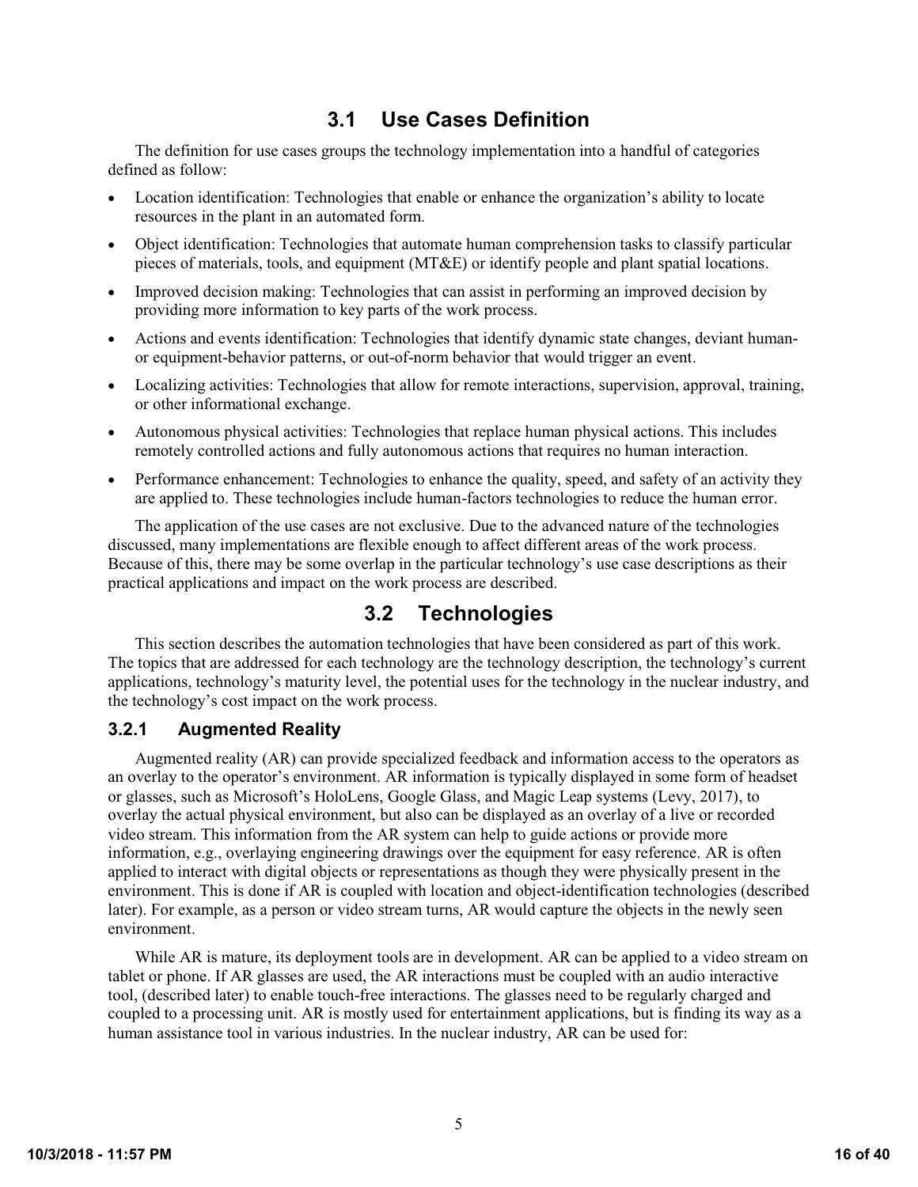## 3.1 Use Cases Definition

The definition for use cases groups the technology implementation into a handful of categories defined as follow:

- Location identification: Technologies that enable or enhance the organization's ability to locate resources in the plant in an automated form.
- Object identification: Technologies that automate human comprehension tasks to classify particular pieces of materials, tools, and equipment (MT&E) or identify people and plant spatial locations.
- Improved decision making: Technologies that can assist in performing an improved decision by providing more information to key parts of the work process.
- Actions and events identification: Technologies that identify dynamic state changes, deviant human- or equipment-behavior patterns, or out-of-norm behavior that would trigger an event.
- Localizing activities: Technologies that allow for remote interactions, supervision, approval, training, or other informational exchange.
- Autonomous physical activities: Technologies that replace human physical actions. This includes remotely controlled actions and fully autonomous actions that requires no human interaction.
- Performance enhancement: Technologies to enhance the quality, speed, and safety of an activity they are applied to. These technologies include human-factors technologies to reduce the human error.

The application of the use cases are not exclusive. Due to the advanced nature of the technologies discussed, many implementations are flexible enough to affect different areas of the work process. Because of this, there may be some overlap in the particular technology's use case descriptions as their practical applications and impact on the work process are described.

## 3.2 Technologies

This section describes the automation technologies that have been considered as part of this work. The topics that are addressed for each technology are the technology description, the technology's current applications, technology's maturity level, the potential uses for the technology in the nuclear industry, and the technology's cost impact on the work process.

### 3.2.1 Augmented Reality

Augmented reality (AR) can provide specialized feedback and information access to the operators as an overlay to the operator's environment. AR information is typically displayed in some form of headset or glasses, such as Microsoft's HoloLens, Google Glass, and Magic Leap systems (Levy, 2017), to overlay the actual physical environment, but also can be displayed as an overlay of a live or recorded video stream. This information from the AR system can help to guide actions or provide more information, e.g., overlaying engineering drawings over the equipment for easy reference. AR is often applied to interact with digital objects or representations as though they were physically present in the environment. This is done if AR is coupled with location and object-identification technologies (described later). For example, as a person or video stream turns, AR would capture the objects in the newly seen environment.

While AR is mature, its deployment tools are in development. AR can be applied to a video stream on tablet or phone. If AR glasses are used, the AR interactions must be coupled with an audio interactive tool, (described later) to enable touch-free interactions. The glasses need to be regularly charged and coupled to a processing unit. AR is mostly used for entertainment applications, but is finding its way as a human assistance tool in various industries. In the nuclear industry, AR can be used for: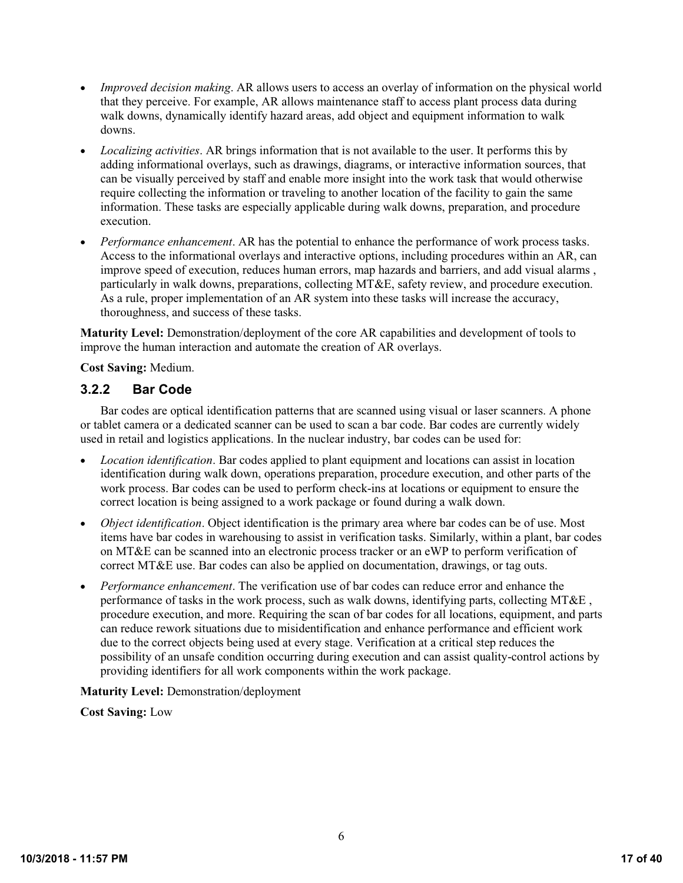- *Improved decision making*. AR allows users to access an overlay of information on the physical world that they perceive. For example, AR allows maintenance staff to access plant process data during walk downs, dynamically identify hazard areas, add object and equipment information to walk downs.
- *Localizing activities*. AR brings information that is not available to the user. It performs this by adding informational overlays, such as drawings, diagrams, or interactive information sources, that can be visually perceived by staff and enable more insight into the work task that would otherwise require collecting the information or traveling to another location of the facility to gain the same information. These tasks are especially applicable during walk downs, preparation, and procedure execution.
- *Performance enhancement*. AR has the potential to enhance the performance of work process tasks. Access to the informational overlays and interactive options, including procedures within an AR, can improve speed of execution, reduces human errors, map hazards and barriers, and add visual alarms , particularly in walk downs, preparations, collecting MT&E, safety review, and procedure execution. As a rule, proper implementation of an AR system into these tasks will increase the accuracy, thoroughness, and success of these tasks.

**Maturity Level:** Demonstration/deployment of the core AR capabilities and development of tools to improve the human interaction and automate the creation of AR overlays.

**Cost Saving:** Medium.

### 3.2.2 Bar Code

Bar codes are optical identification patterns that are scanned using visual or laser scanners. A phone or tablet camera or a dedicated scanner can be used to scan a bar code. Bar codes are currently widely used in retail and logistics applications. In the nuclear industry, bar codes can be used for:

- *Location identification*. Bar codes applied to plant equipment and locations can assist in location identification during walk down, operations preparation, procedure execution, and other parts of the work process. Bar codes can be used to perform check-ins at locations or equipment to ensure the correct location is being assigned to a work package or found during a walk down.
- *Object identification*. Object identification is the primary area where bar codes can be of use. Most items have bar codes in warehousing to assist in verification tasks. Similarly, within a plant, bar codes on MT&E can be scanned into an electronic process tracker or an eWP to perform verification of correct MT&E use. Bar codes can also be applied on documentation, drawings, or tag outs.
- *Performance enhancement*. The verification use of bar codes can reduce error and enhance the performance of tasks in the work process, such as walk downs, identifying parts, collecting MT&E , procedure execution, and more. Requiring the scan of bar codes for all locations, equipment, and parts can reduce rework situations due to misidentification and enhance performance and efficient work due to the correct objects being used at every stage. Verification at a critical step reduces the possibility of an unsafe condition occurring during execution and can assist quality-control actions by providing identifiers for all work components within the work package.

**Maturity Level:** Demonstration/deployment

**Cost Saving:** Low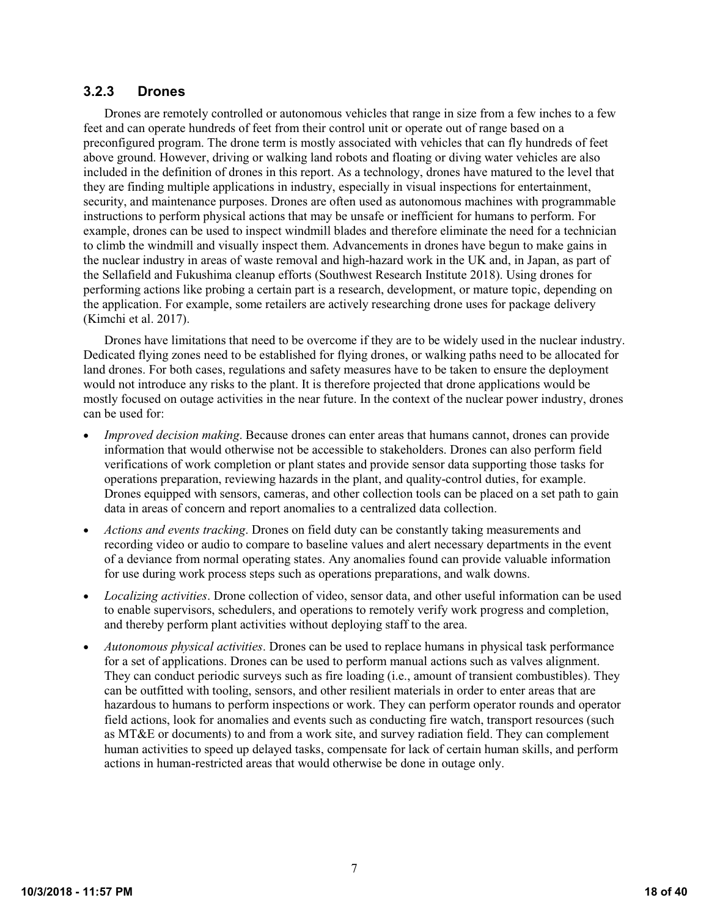### 3.2.3 Drones

Drones are remotely controlled or autonomous vehicles that range in size from a few inches to a few feet and can operate hundreds of feet from their control unit or operate out of range based on a preconfigured program. The drone term is mostly associated with vehicles that can fly hundreds of feet above ground. However, driving or walking land robots and floating or diving water vehicles are also included in the definition of drones in this report. As a technology, drones have matured to the level that they are finding multiple applications in industry, especially in visual inspections for entertainment, security, and maintenance purposes. Drones are often used as autonomous machines with programmable instructions to perform physical actions that may be unsafe or inefficient for humans to perform. For example, drones can be used to inspect windmill blades and therefore eliminate the need for a technician to climb the windmill and visually inspect them. Advancements in drones have begun to make gains in the nuclear industry in areas of waste removal and high-hazard work in the UK and, in Japan, as part of the Sellafield and Fukushima cleanup efforts (Southwest Research Institute 2018). Using drones for performing actions like probing a certain part is a research, development, or mature topic, depending on the application. For example, some retailers are actively researching drone uses for package delivery (Kimchi et al. 2017).

Drones have limitations that need to be overcome if they are to be widely used in the nuclear industry. Dedicated flying zones need to be established for flying drones, or walking paths need to be allocated for land drones. For both cases, regulations and safety measures have to be taken to ensure the deployment would not introduce any risks to the plant. It is therefore projected that drone applications would be mostly focused on outage activities in the near future. In the context of the nuclear power industry, drones can be used for:

- *Improved decision making*. Because drones can enter areas that humans cannot, drones can provide information that would otherwise not be accessible to stakeholders. Drones can also perform field verifications of work completion or plant states and provide sensor data supporting those tasks for operations preparation, reviewing hazards in the plant, and quality-control duties, for example. Drones equipped with sensors, cameras, and other collection tools can be placed on a set path to gain data in areas of concern and report anomalies to a centralized data collection.
- *Actions and events tracking*. Drones on field duty can be constantly taking measurements and recording video or audio to compare to baseline values and alert necessary departments in the event of a deviance from normal operating states. Any anomalies found can provide valuable information for use during work process steps such as operations preparations, and walk downs.
- *Localizing activities*. Drone collection of video, sensor data, and other useful information can be used to enable supervisors, schedulers, and operations to remotely verify work progress and completion, and thereby perform plant activities without deploying staff to the area.
- *Autonomous physical activities*. Drones can be used to replace humans in physical task performance for a set of applications. Drones can be used to perform manual actions such as valves alignment. They can conduct periodic surveys such as fire loading (i.e., amount of transient combustibles). They can be outfitted with tooling, sensors, and other resilient materials in order to enter areas that are hazardous to humans to perform inspections or work. They can perform operator rounds and operator field actions, look for anomalies and events such as conducting fire watch, transport resources (such as MT&E or documents) to and from a work site, and survey radiation field. They can complement human activities to speed up delayed tasks, compensate for lack of certain human skills, and perform actions in human-restricted areas that would otherwise be done in outage only.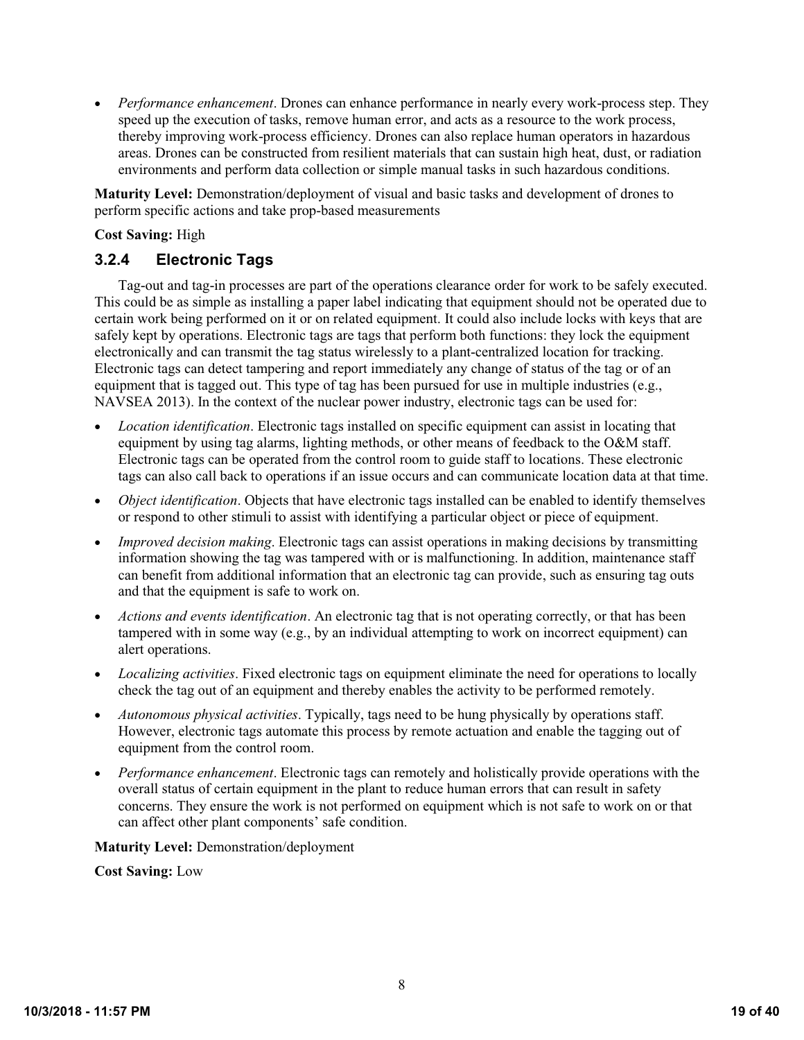- *Performance enhancement*. Drones can enhance performance in nearly every work-process step. They speed up the execution of tasks, remove human error, and acts as a resource to the work process, thereby improving work-process efficiency. Drones can also replace human operators in hazardous areas. Drones can be constructed from resilient materials that can sustain high heat, dust, or radiation environments and perform data collection or simple manual tasks in such hazardous conditions.

**Maturity Level:** Demonstration/deployment of visual and basic tasks and development of drones to perform specific actions and take prop-based measurements

**Cost Saving:** High

### 3.2.4 Electronic Tags

Tag-out and tag-in processes are part of the operations clearance order for work to be safely executed. This could be as simple as installing a paper label indicating that equipment should not be operated due to certain work being performed on it or on related equipment. It could also include locks with keys that are safely kept by operations. Electronic tags are tags that perform both functions: they lock the equipment electronically and can transmit the tag status wirelessly to a plant-centralized location for tracking. Electronic tags can detect tampering and report immediately any change of status of the tag or of an equipment that is tagged out. This type of tag has been pursued for use in multiple industries (e.g., NAVSEA 2013). In the context of the nuclear power industry, electronic tags can be used for:

- *Location identification*. Electronic tags installed on specific equipment can assist in locating that equipment by using tag alarms, lighting methods, or other means of feedback to the O&M staff. Electronic tags can be operated from the control room to guide staff to locations. These electronic tags can also call back to operations if an issue occurs and can communicate location data at that time.
- *Object identification*. Objects that have electronic tags installed can be enabled to identify themselves or respond to other stimuli to assist with identifying a particular object or piece of equipment.
- *Improved decision making*. Electronic tags can assist operations in making decisions by transmitting information showing the tag was tampered with or is malfunctioning. In addition, maintenance staff can benefit from additional information that an electronic tag can provide, such as ensuring tag outs and that the equipment is safe to work on.
- *Actions and events identification*. An electronic tag that is not operating correctly, or that has been tampered with in some way (e.g., by an individual attempting to work on incorrect equipment) can alert operations.
- *Localizing activities*. Fixed electronic tags on equipment eliminate the need for operations to locally check the tag out of an equipment and thereby enables the activity to be performed remotely.
- *Autonomous physical activities*. Typically, tags need to be hung physically by operations staff. However, electronic tags automate this process by remote actuation and enable the tagging out of equipment from the control room.
- *Performance enhancement*. Electronic tags can remotely and holistically provide operations with the overall status of certain equipment in the plant to reduce human errors that can result in safety concerns. They ensure the work is not performed on equipment which is not safe to work on or that can affect other plant components' safe condition.

**Maturity Level:** Demonstration/deployment

**Cost Saving:** Low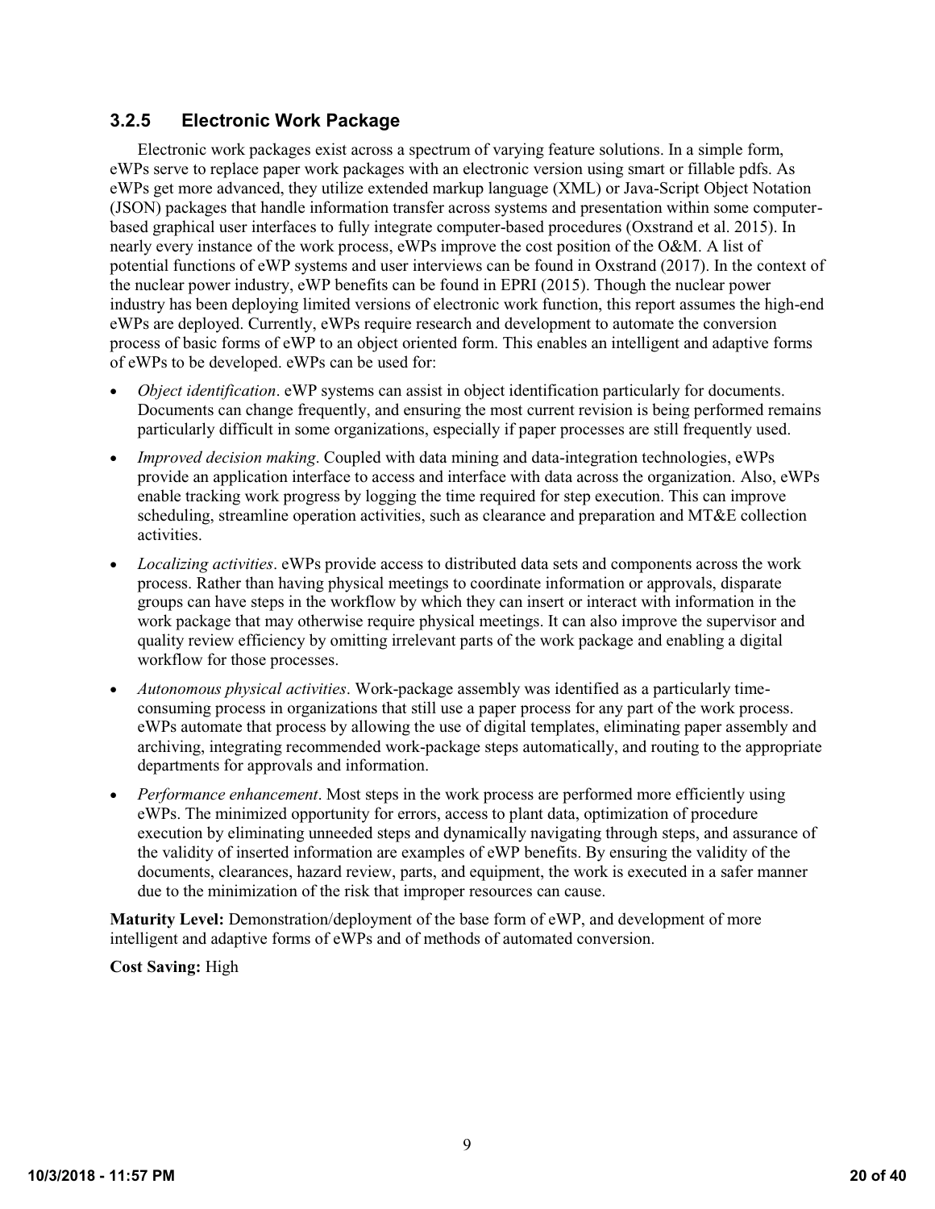### 3.2.5 Electronic Work Package

Electronic work packages exist across a spectrum of varying feature solutions. In a simple form, eWPs serve to replace paper work packages with an electronic version using smart or fillable pdfs. As eWPs get more advanced, they utilize extended markup language (XML) or Java-Script Object Notation (JSON) packages that handle information transfer across systems and presentation within some computer-based graphical user interfaces to fully integrate computer-based procedures (Oxstrand et al. 2015). In nearly every instance of the work process, eWPs improve the cost position of the O&M. A list of potential functions of eWP systems and user interviews can be found in Oxstrand (2017). In the context of the nuclear power industry, eWP benefits can be found in EPRI (2015). Though the nuclear power industry has been deploying limited versions of electronic work function, this report assumes the high-end eWPs are deployed. Currently, eWPs require research and development to automate the conversion process of basic forms of eWP to an object oriented form. This enables an intelligent and adaptive forms of eWPs to be developed. eWPs can be used for:

- *Object identification*. eWP systems can assist in object identification particularly for documents. Documents can change frequently, and ensuring the most current revision is being performed remains particularly difficult in some organizations, especially if paper processes are still frequently used.
- *Improved decision making*. Coupled with data mining and data-integration technologies, eWPs provide an application interface to access and interface with data across the organization. Also, eWPs enable tracking work progress by logging the time required for step execution. This can improve scheduling, streamline operation activities, such as clearance and preparation and MT&E collection activities.
- *Localizing activities*. eWPs provide access to distributed data sets and components across the work process. Rather than having physical meetings to coordinate information or approvals, disparate groups can have steps in the workflow by which they can insert or interact with information in the work package that may otherwise require physical meetings. It can also improve the supervisor and quality review efficiency by omitting irrelevant parts of the work package and enabling a digital workflow for those processes.
- *Autonomous physical activities*. Work-package assembly was identified as a particularly time-consuming process in organizations that still use a paper process for any part of the work process. eWPs automate that process by allowing the use of digital templates, eliminating paper assembly and archiving, integrating recommended work-package steps automatically, and routing to the appropriate departments for approvals and information.
- *Performance enhancement*. Most steps in the work process are performed more efficiently using eWPs. The minimized opportunity for errors, access to plant data, optimization of procedure execution by eliminating unneeded steps and dynamically navigating through steps, and assurance of the validity of inserted information are examples of eWP benefits. By ensuring the validity of the documents, clearances, hazard review, parts, and equipment, the work is executed in a safer manner due to the minimization of the risk that improper resources can cause.

**Maturity Level:** Demonstration/deployment of the base form of eWP, and development of more intelligent and adaptive forms of eWPs and of methods of automated conversion.

**Cost Saving:** High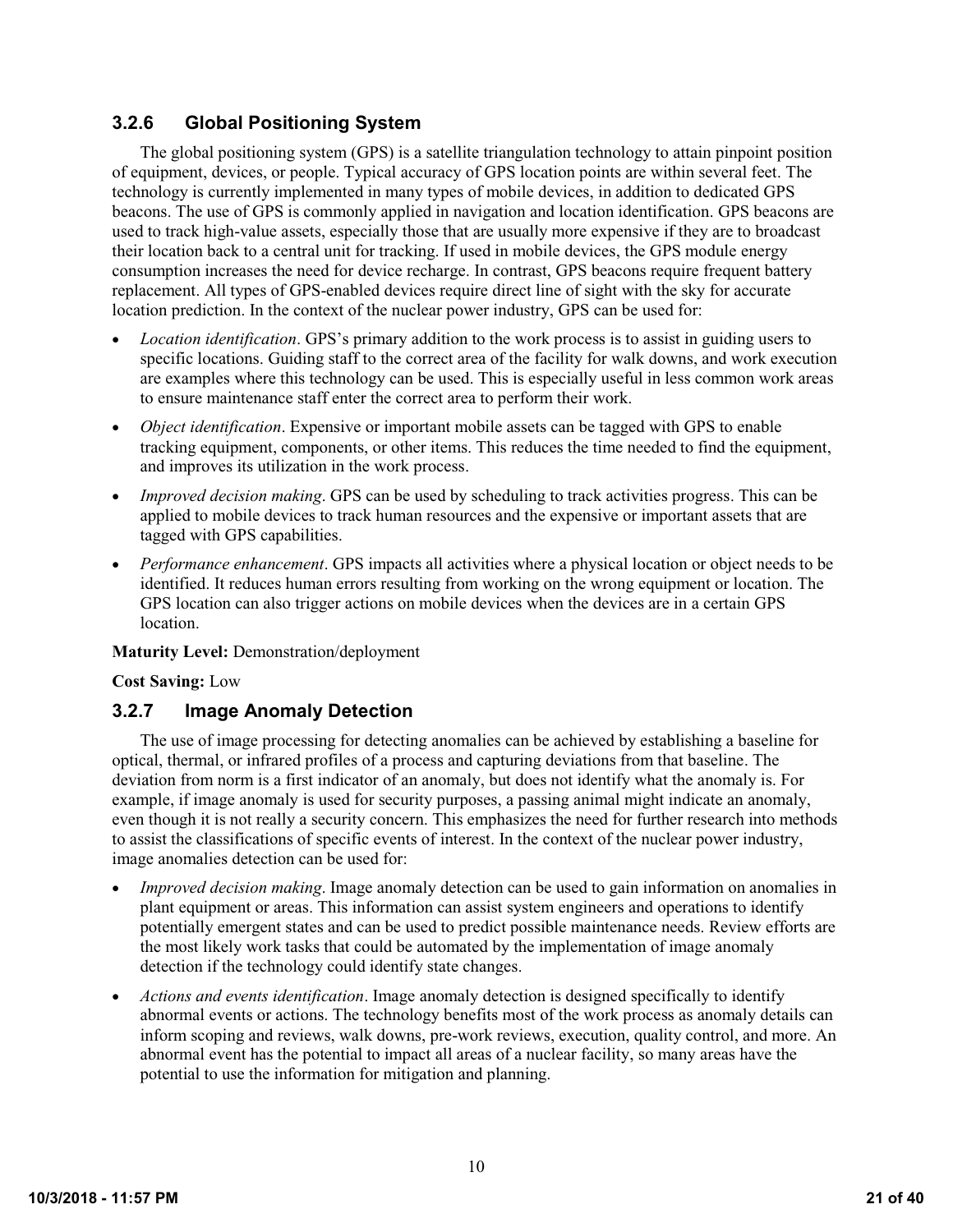### 3.2.6 Global Positioning System

The global positioning system (GPS) is a satellite triangulation technology to attain pinpoint position of equipment, devices, or people. Typical accuracy of GPS location points are within several feet. The technology is currently implemented in many types of mobile devices, in addition to dedicated GPS beacons. The use of GPS is commonly applied in navigation and location identification. GPS beacons are used to track high-value assets, especially those that are usually more expensive if they are to broadcast their location back to a central unit for tracking. If used in mobile devices, the GPS module energy consumption increases the need for device recharge. In contrast, GPS beacons require frequent battery replacement. All types of GPS-enabled devices require direct line of sight with the sky for accurate location prediction. In the context of the nuclear power industry, GPS can be used for:

- *Location identification*. GPS's primary addition to the work process is to assist in guiding users to specific locations. Guiding staff to the correct area of the facility for walk downs, and work execution are examples where this technology can be used. This is especially useful in less common work areas to ensure maintenance staff enter the correct area to perform their work.
- *Object identification*. Expensive or important mobile assets can be tagged with GPS to enable tracking equipment, components, or other items. This reduces the time needed to find the equipment, and improves its utilization in the work process.
- *Improved decision making*. GPS can be used by scheduling to track activities progress. This can be applied to mobile devices to track human resources and the expensive or important assets that are tagged with GPS capabilities.
- *Performance enhancement*. GPS impacts all activities where a physical location or object needs to be identified. It reduces human errors resulting from working on the wrong equipment or location. The GPS location can also trigger actions on mobile devices when the devices are in a certain GPS location.

**Maturity Level:** Demonstration/deployment

**Cost Saving:** Low

### 3.2.7 Image Anomaly Detection

The use of image processing for detecting anomalies can be achieved by establishing a baseline for optical, thermal, or infrared profiles of a process and capturing deviations from that baseline. The deviation from norm is a first indicator of an anomaly, but does not identify what the anomaly is. For example, if image anomaly is used for security purposes, a passing animal might indicate an anomaly, even though it is not really a security concern. This emphasizes the need for further research into methods to assist the classifications of specific events of interest. In the context of the nuclear power industry, image anomalies detection can be used for:

- *Improved decision making*. Image anomaly detection can be used to gain information on anomalies in plant equipment or areas. This information can assist system engineers and operations to identify potentially emergent states and can be used to predict possible maintenance needs. Review efforts are the most likely work tasks that could be automated by the implementation of image anomaly detection if the technology could identify state changes.
- *Actions and events identification*. Image anomaly detection is designed specifically to identify abnormal events or actions. The technology benefits most of the work process as anomaly details can inform scoping and reviews, walk downs, pre-work reviews, execution, quality control, and more. An abnormal event has the potential to impact all areas of a nuclear facility, so many areas have the potential to use the information for mitigation and planning.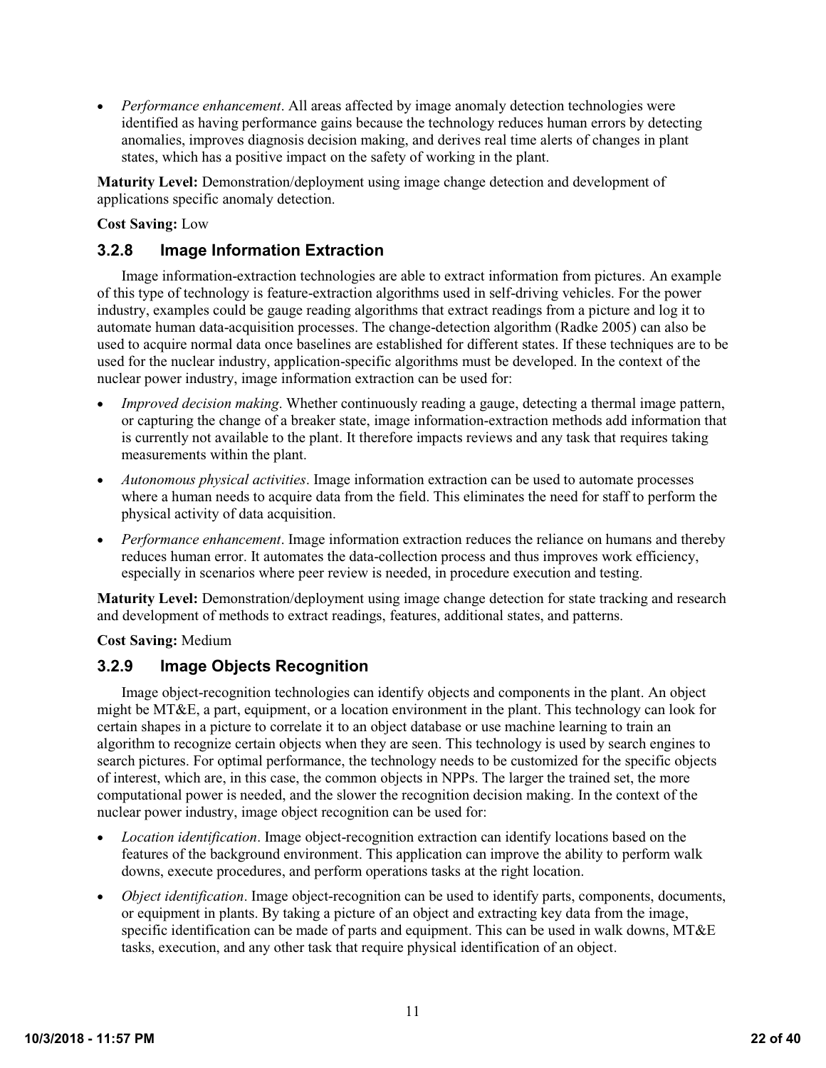- *Performance enhancement*. All areas affected by image anomaly detection technologies were identified as having performance gains because the technology reduces human errors by detecting anomalies, improves diagnosis decision making, and derives real time alerts of changes in plant states, which has a positive impact on the safety of working in the plant.

**Maturity Level:** Demonstration/deployment using image change detection and development of applications specific anomaly detection.

**Cost Saving:** Low

### 3.2.8 Image Information Extraction

Image information-extraction technologies are able to extract information from pictures. An example of this type of technology is feature-extraction algorithms used in self-driving vehicles. For the power industry, examples could be gauge reading algorithms that extract readings from a picture and log it to automate human data-acquisition processes. The change-detection algorithm (Radke 2005) can also be used to acquire normal data once baselines are established for different states. If these techniques are to be used for the nuclear industry, application-specific algorithms must be developed. In the context of the nuclear power industry, image information extraction can be used for:

- *Improved decision making*. Whether continuously reading a gauge, detecting a thermal image pattern, or capturing the change of a breaker state, image information-extraction methods add information that is currently not available to the plant. It therefore impacts reviews and any task that requires taking measurements within the plant.
- *Autonomous physical activities*. Image information extraction can be used to automate processes where a human needs to acquire data from the field. This eliminates the need for staff to perform the physical activity of data acquisition.
- *Performance enhancement*. Image information extraction reduces the reliance on humans and thereby reduces human error. It automates the data-collection process and thus improves work efficiency, especially in scenarios where peer review is needed, in procedure execution and testing.

**Maturity Level:** Demonstration/deployment using image change detection for state tracking and research and development of methods to extract readings, features, additional states, and patterns.

**Cost Saving:** Medium

### 3.2.9 Image Objects Recognition

Image object-recognition technologies can identify objects and components in the plant. An object might be MT&E, a part, equipment, or a location environment in the plant. This technology can look for certain shapes in a picture to correlate it to an object database or use machine learning to train an algorithm to recognize certain objects when they are seen. This technology is used by search engines to search pictures. For optimal performance, the technology needs to be customized for the specific objects of interest, which are, in this case, the common objects in NPPs. The larger the trained set, the more computational power is needed, and the slower the recognition decision making. In the context of the nuclear power industry, image object recognition can be used for:

- *Location identification*. Image object-recognition extraction can identify locations based on the features of the background environment. This application can improve the ability to perform walk downs, execute procedures, and perform operations tasks at the right location.
- *Object identification*. Image object-recognition can be used to identify parts, components, documents, or equipment in plants. By taking a picture of an object and extracting key data from the image, specific identification can be made of parts and equipment. This can be used in walk downs, MT&E tasks, execution, and any other task that require physical identification of an object.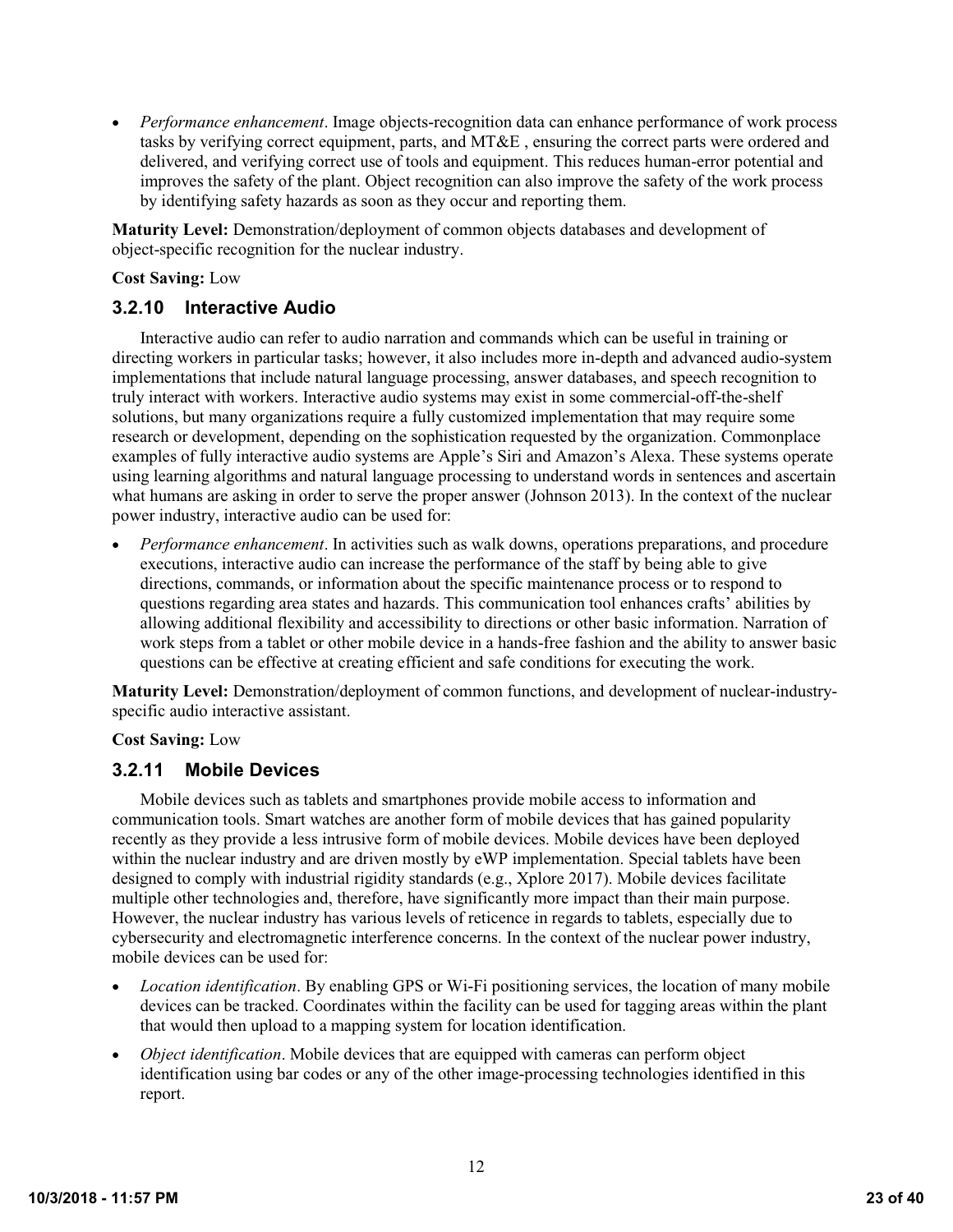- *Performance enhancement*. Image objects-recognition data can enhance performance of work process tasks by verifying correct equipment, parts, and MT&E , ensuring the correct parts were ordered and delivered, and verifying correct use of tools and equipment. This reduces human-error potential and improves the safety of the plant. Object recognition can also improve the safety of the work process by identifying safety hazards as soon as they occur and reporting them.

**Maturity Level:** Demonstration/deployment of common objects databases and development of object-specific recognition for the nuclear industry.

**Cost Saving:** Low

### 3.2.10 Interactive Audio

Interactive audio can refer to audio narration and commands which can be useful in training or directing workers in particular tasks; however, it also includes more in-depth and advanced audio-system implementations that include natural language processing, answer databases, and speech recognition to truly interact with workers. Interactive audio systems may exist in some commercial-off-the-shelf solutions, but many organizations require a fully customized implementation that may require some research or development, depending on the sophistication requested by the organization. Commonplace examples of fully interactive audio systems are Apple's Siri and Amazon's Alexa. These systems operate using learning algorithms and natural language processing to understand words in sentences and ascertain what humans are asking in order to serve the proper answer (Johnson 2013). In the context of the nuclear power industry, interactive audio can be used for:

- *Performance enhancement*. In activities such as walk downs, operations preparations, and procedure executions, interactive audio can increase the performance of the staff by being able to give directions, commands, or information about the specific maintenance process or to respond to questions regarding area states and hazards. This communication tool enhances crafts' abilities by allowing additional flexibility and accessibility to directions or other basic information. Narration of work steps from a tablet or other mobile device in a hands-free fashion and the ability to answer basic questions can be effective at creating efficient and safe conditions for executing the work.

**Maturity Level:** Demonstration/deployment of common functions, and development of nuclear-industry-specific audio interactive assistant.

**Cost Saving:** Low

### 3.2.11 Mobile Devices

Mobile devices such as tablets and smartphones provide mobile access to information and communication tools. Smart watches are another form of mobile devices that has gained popularity recently as they provide a less intrusive form of mobile devices. Mobile devices have been deployed within the nuclear industry and are driven mostly by eWP implementation. Special tablets have been designed to comply with industrial rigidity standards (e.g., Xplore 2017). Mobile devices facilitate multiple other technologies and, therefore, have significantly more impact than their main purpose. However, the nuclear industry has various levels of reticence in regards to tablets, especially due to cybersecurity and electromagnetic interference concerns. In the context of the nuclear power industry, mobile devices can be used for:

- *Location identification*. By enabling GPS or Wi-Fi positioning services, the location of many mobile devices can be tracked. Coordinates within the facility can be used for tagging areas within the plant that would then upload to a mapping system for location identification.
- *Object identification*. Mobile devices that are equipped with cameras can perform object identification using bar codes or any of the other image-processing technologies identified in this report.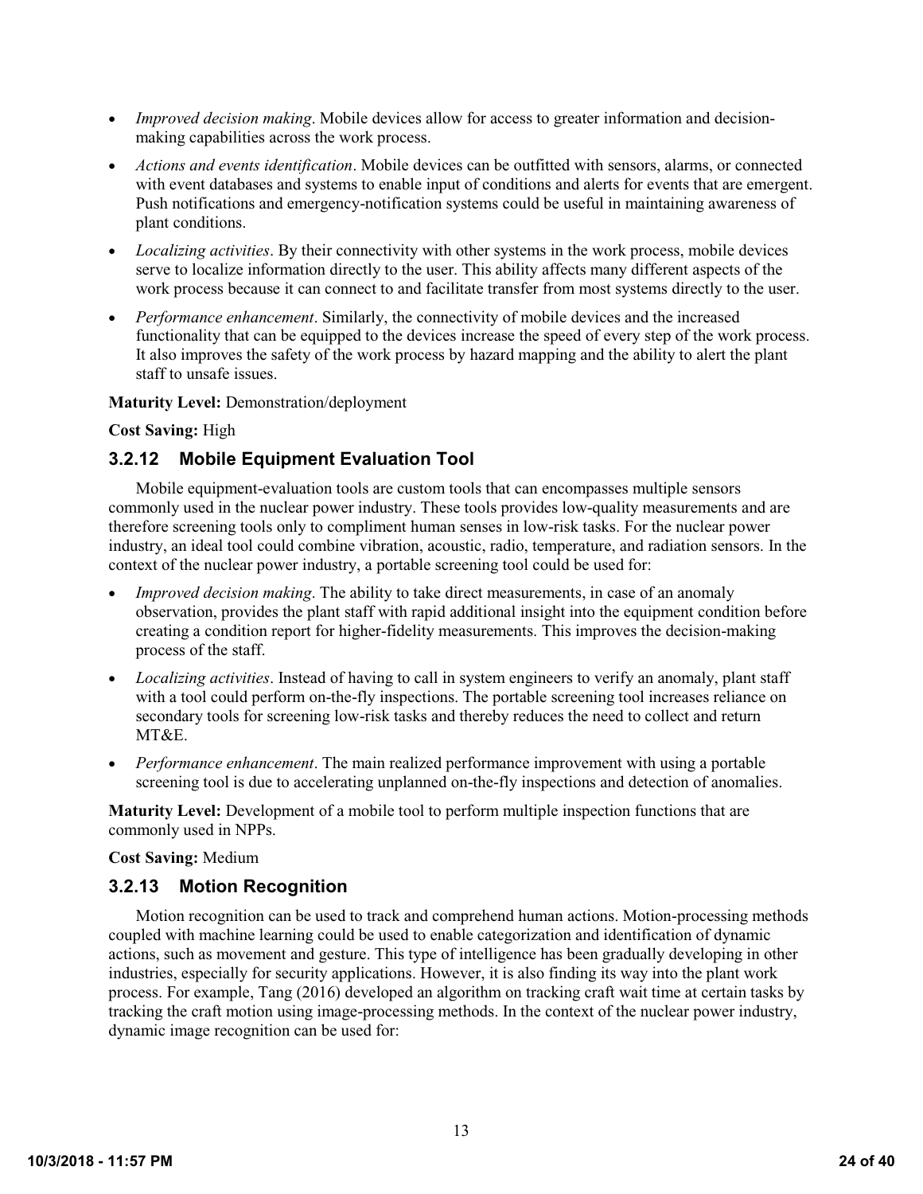- *Improved decision making*. Mobile devices allow for access to greater information and decision-making capabilities across the work process.
- *Actions and events identification*. Mobile devices can be outfitted with sensors, alarms, or connected with event databases and systems to enable input of conditions and alerts for events that are emergent. Push notifications and emergency-notification systems could be useful in maintaining awareness of plant conditions.
- *Localizing activities*. By their connectivity with other systems in the work process, mobile devices serve to localize information directly to the user. This ability affects many different aspects of the work process because it can connect to and facilitate transfer from most systems directly to the user.
- *Performance enhancement*. Similarly, the connectivity of mobile devices and the increased functionality that can be equipped to the devices increase the speed of every step of the work process. It also improves the safety of the work process by hazard mapping and the ability to alert the plant staff to unsafe issues.

**Maturity Level:** Demonstration/deployment

**Cost Saving:** High

### 3.2.12 Mobile Equipment Evaluation Tool

Mobile equipment-evaluation tools are custom tools that can encompasses multiple sensors commonly used in the nuclear power industry. These tools provides low-quality measurements and are therefore screening tools only to compliment human senses in low-risk tasks. For the nuclear power industry, an ideal tool could combine vibration, acoustic, radio, temperature, and radiation sensors. In the context of the nuclear power industry, a portable screening tool could be used for:

- *Improved decision making*. The ability to take direct measurements, in case of an anomaly observation, provides the plant staff with rapid additional insight into the equipment condition before creating a condition report for higher-fidelity measurements. This improves the decision-making process of the staff.
- *Localizing activities*. Instead of having to call in system engineers to verify an anomaly, plant staff with a tool could perform on-the-fly inspections. The portable screening tool increases reliance on secondary tools for screening low-risk tasks and thereby reduces the need to collect and return MT&E.
- *Performance enhancement*. The main realized performance improvement with using a portable screening tool is due to accelerating unplanned on-the-fly inspections and detection of anomalies.

**Maturity Level:** Development of a mobile tool to perform multiple inspection functions that are commonly used in NPPs.

**Cost Saving:** Medium

### 3.2.13 Motion Recognition

Motion recognition can be used to track and comprehend human actions. Motion-processing methods coupled with machine learning could be used to enable categorization and identification of dynamic actions, such as movement and gesture. This type of intelligence has been gradually developing in other industries, especially for security applications. However, it is also finding its way into the plant work process. For example, Tang (2016) developed an algorithm on tracking craft wait time at certain tasks by tracking the craft motion using image-processing methods. In the context of the nuclear power industry, dynamic image recognition can be used for: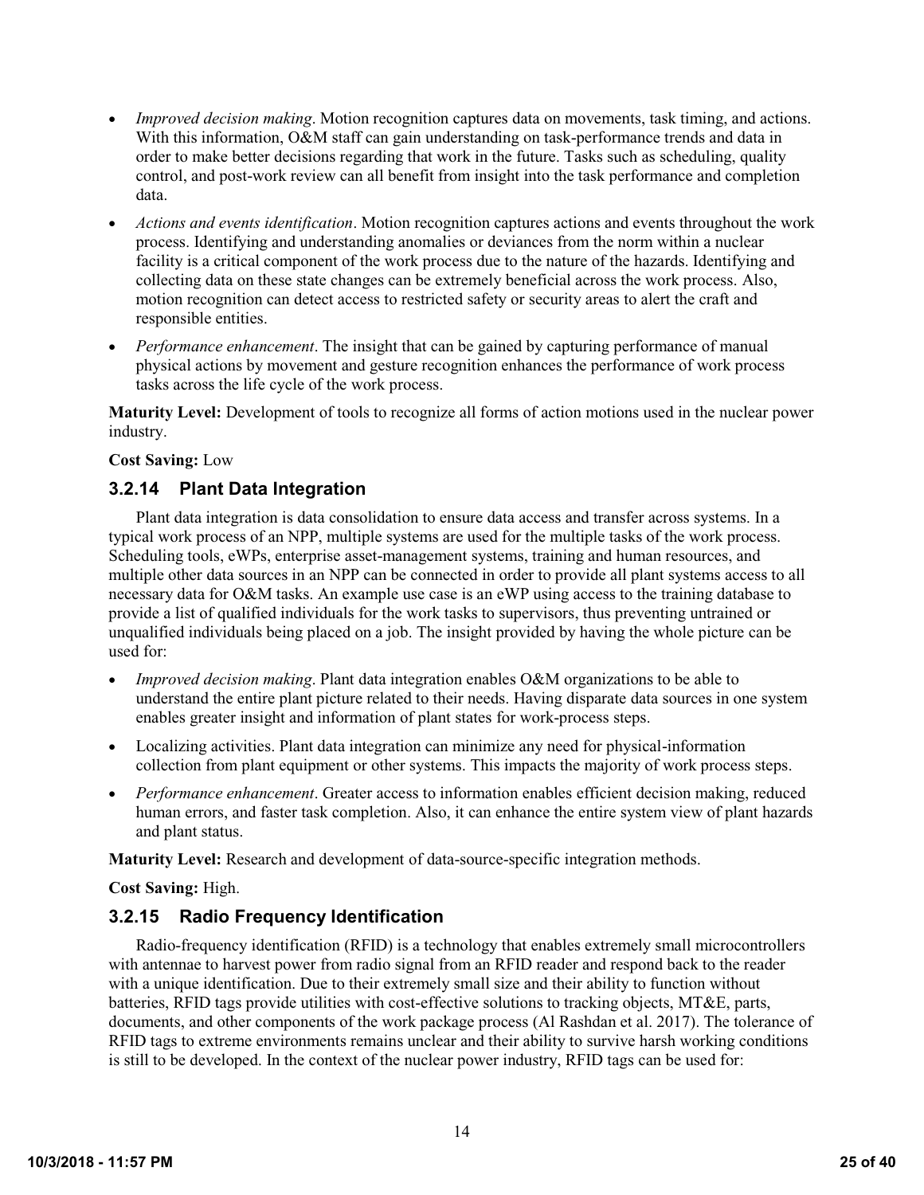- *Improved decision making*. Motion recognition captures data on movements, task timing, and actions. With this information, O&M staff can gain understanding on task-performance trends and data in order to make better decisions regarding that work in the future. Tasks such as scheduling, quality control, and post-work review can all benefit from insight into the task performance and completion data.
- *Actions and events identification*. Motion recognition captures actions and events throughout the work process. Identifying and understanding anomalies or deviances from the norm within a nuclear facility is a critical component of the work process due to the nature of the hazards. Identifying and collecting data on these state changes can be extremely beneficial across the work process. Also, motion recognition can detect access to restricted safety or security areas to alert the craft and responsible entities.
- *Performance enhancement*. The insight that can be gained by capturing performance of manual physical actions by movement and gesture recognition enhances the performance of work process tasks across the life cycle of the work process.

**Maturity Level:** Development of tools to recognize all forms of action motions used in the nuclear power industry.

**Cost Saving:** Low

### 3.2.14 Plant Data Integration

Plant data integration is data consolidation to ensure data access and transfer across systems. In a typical work process of an NPP, multiple systems are used for the multiple tasks of the work process. Scheduling tools, eWPs, enterprise asset-management systems, training and human resources, and multiple other data sources in an NPP can be connected in order to provide all plant systems access to all necessary data for O&M tasks. An example use case is an eWP using access to the training database to provide a list of qualified individuals for the work tasks to supervisors, thus preventing untrained or unqualified individuals being placed on a job. The insight provided by having the whole picture can be used for:

- *Improved decision making*. Plant data integration enables O&M organizations to be able to understand the entire plant picture related to their needs. Having disparate data sources in one system enables greater insight and information of plant states for work-process steps.
- Localizing activities. Plant data integration can minimize any need for physical-information collection from plant equipment or other systems. This impacts the majority of work process steps.
- *Performance enhancement*. Greater access to information enables efficient decision making, reduced human errors, and faster task completion. Also, it can enhance the entire system view of plant hazards and plant status.

**Maturity Level:** Research and development of data-source-specific integration methods.

**Cost Saving:** High.

### 3.2.15 Radio Frequency Identification

Radio-frequency identification (RFID) is a technology that enables extremely small microcontrollers with antennae to harvest power from radio signal from an RFID reader and respond back to the reader with a unique identification. Due to their extremely small size and their ability to function without batteries, RFID tags provide utilities with cost-effective solutions to tracking objects, MT&E, parts, documents, and other components of the work package process (Al Rashdan et al. 2017). The tolerance of RFID tags to extreme environments remains unclear and their ability to survive harsh working conditions is still to be developed. In the context of the nuclear power industry, RFID tags can be used for: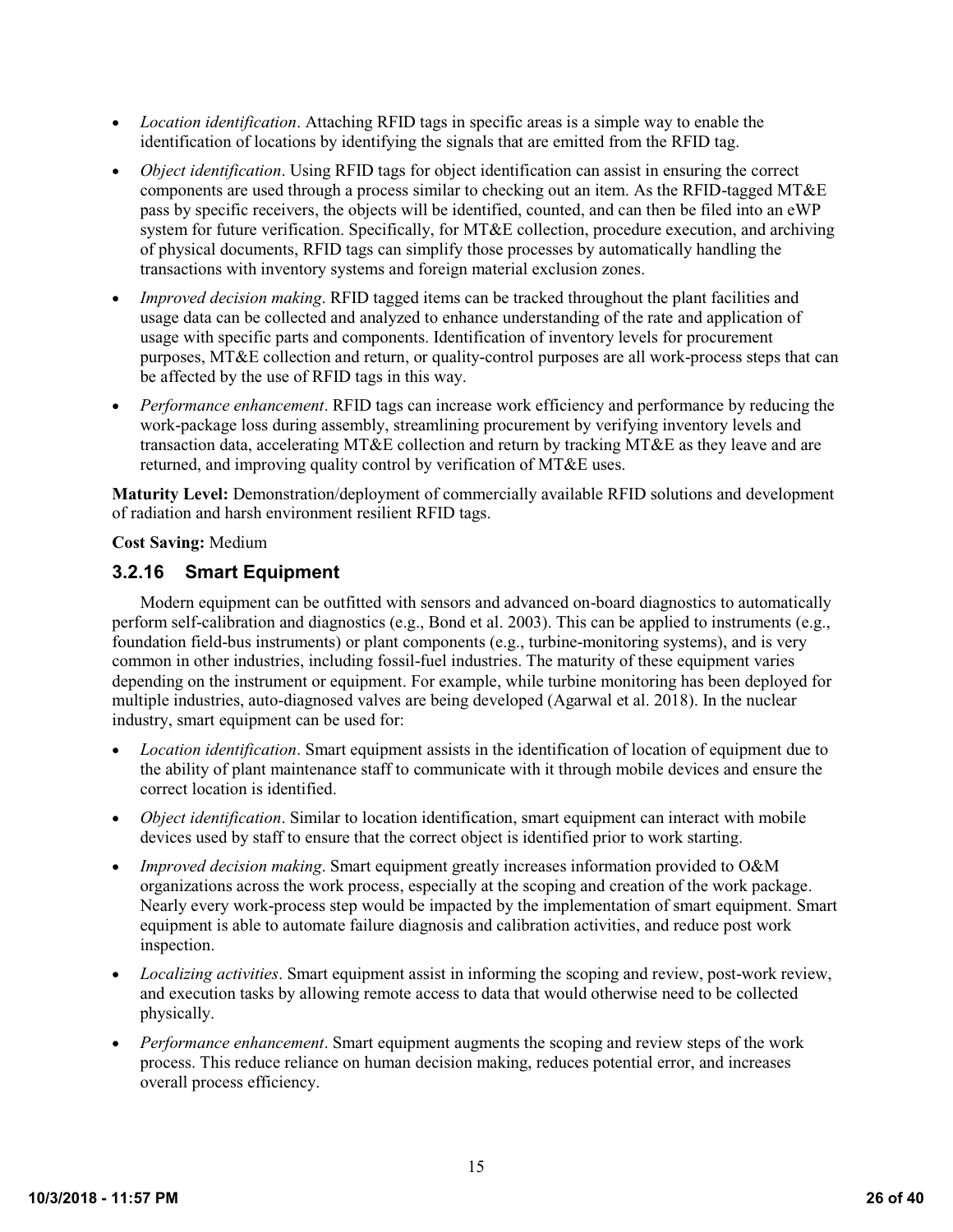- *Location identification*. Attaching RFID tags in specific areas is a simple way to enable the identification of locations by identifying the signals that are emitted from the RFID tag.
- *Object identification*. Using RFID tags for object identification can assist in ensuring the correct components are used through a process similar to checking out an item. As the RFID-tagged MT&E pass by specific receivers, the objects will be identified, counted, and can then be filed into an eWP system for future verification. Specifically, for MT&E collection, procedure execution, and archiving of physical documents, RFID tags can simplify those processes by automatically handling the transactions with inventory systems and foreign material exclusion zones.
- *Improved decision making*. RFID tagged items can be tracked throughout the plant facilities and usage data can be collected and analyzed to enhance understanding of the rate and application of usage with specific parts and components. Identification of inventory levels for procurement purposes, MT&E collection and return, or quality-control purposes are all work-process steps that can be affected by the use of RFID tags in this way.
- *Performance enhancement*. RFID tags can increase work efficiency and performance by reducing the work-package loss during assembly, streamlining procurement by verifying inventory levels and transaction data, accelerating MT&E collection and return by tracking MT&E as they leave and are returned, and improving quality control by verification of MT&E uses.

**Maturity Level:** Demonstration/deployment of commercially available RFID solutions and development of radiation and harsh environment resilient RFID tags.

**Cost Saving:** Medium

### 3.2.16 Smart Equipment

Modern equipment can be outfitted with sensors and advanced on-board diagnostics to automatically perform self-calibration and diagnostics (e.g., Bond et al. 2003). This can be applied to instruments (e.g., foundation field-bus instruments) or plant components (e.g., turbine-monitoring systems), and is very common in other industries, including fossil-fuel industries. The maturity of these equipment varies depending on the instrument or equipment. For example, while turbine monitoring has been deployed for multiple industries, auto-diagnosed valves are being developed (Agarwal et al. 2018). In the nuclear industry, smart equipment can be used for:

- *Location identification*. Smart equipment assists in the identification of location of equipment due to the ability of plant maintenance staff to communicate with it through mobile devices and ensure the correct location is identified.
- *Object identification*. Similar to location identification, smart equipment can interact with mobile devices used by staff to ensure that the correct object is identified prior to work starting.
- *Improved decision making*. Smart equipment greatly increases information provided to O&M organizations across the work process, especially at the scoping and creation of the work package. Nearly every work-process step would be impacted by the implementation of smart equipment. Smart equipment is able to automate failure diagnosis and calibration activities, and reduce post work inspection.
- *Localizing activities*. Smart equipment assist in informing the scoping and review, post-work review, and execution tasks by allowing remote access to data that would otherwise need to be collected physically.
- *Performance enhancement*. Smart equipment augments the scoping and review steps of the work process. This reduce reliance on human decision making, reduces potential error, and increases overall process efficiency.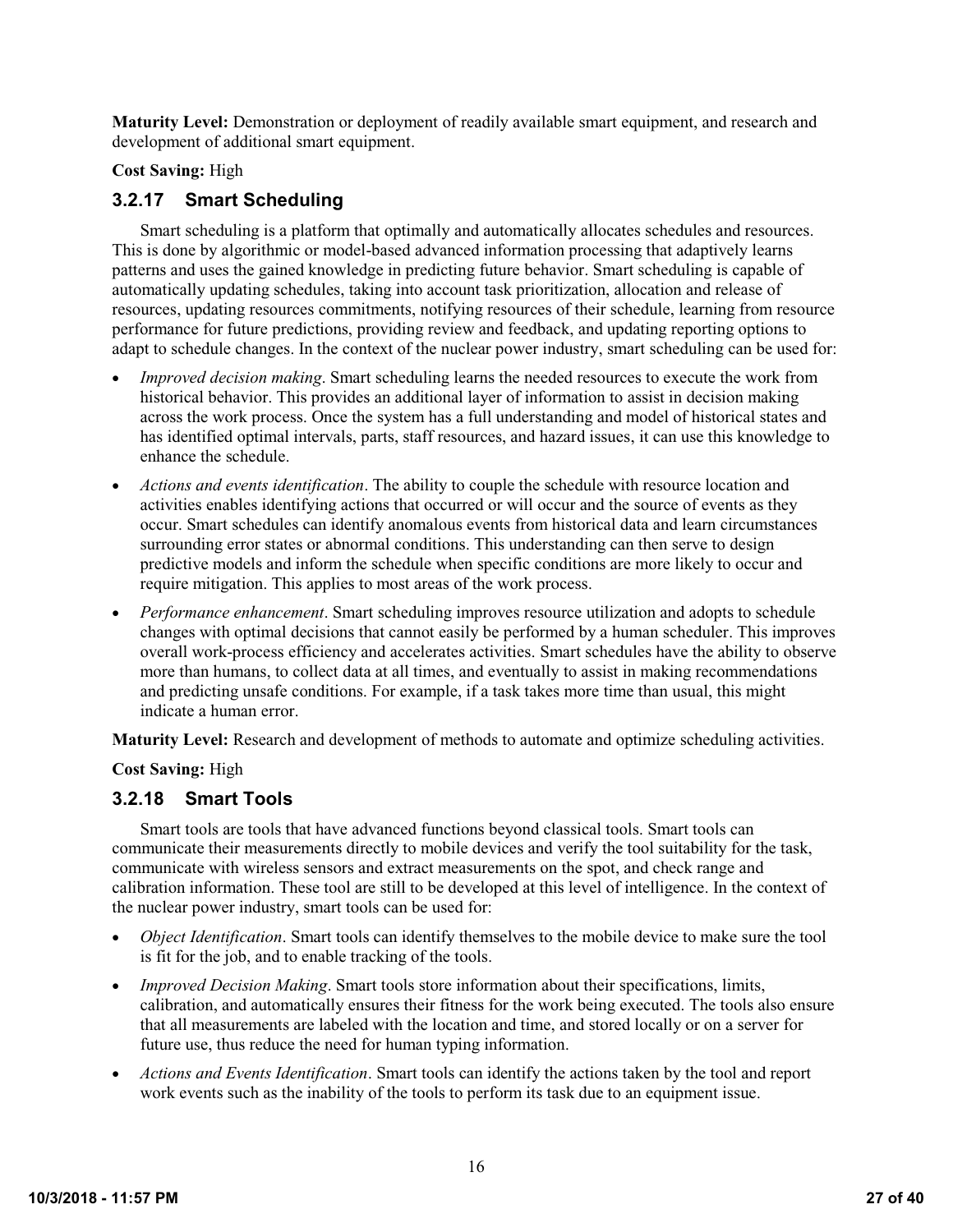**Maturity Level:** Demonstration or deployment of readily available smart equipment, and research and development of additional smart equipment.

**Cost Saving:** High

### 3.2.17 Smart Scheduling

Smart scheduling is a platform that optimally and automatically allocates schedules and resources. This is done by algorithmic or model-based advanced information processing that adaptively learns patterns and uses the gained knowledge in predicting future behavior. Smart scheduling is capable of automatically updating schedules, taking into account task prioritization, allocation and release of resources, updating resources commitments, notifying resources of their schedule, learning from resource performance for future predictions, providing review and feedback, and updating reporting options to adapt to schedule changes. In the context of the nuclear power industry, smart scheduling can be used for:

- *Improved decision making*. Smart scheduling learns the needed resources to execute the work from historical behavior. This provides an additional layer of information to assist in decision making across the work process. Once the system has a full understanding and model of historical states and has identified optimal intervals, parts, staff resources, and hazard issues, it can use this knowledge to enhance the schedule.
- *Actions and events identification*. The ability to couple the schedule with resource location and activities enables identifying actions that occurred or will occur and the source of events as they occur. Smart schedules can identify anomalous events from historical data and learn circumstances surrounding error states or abnormal conditions. This understanding can then serve to design predictive models and inform the schedule when specific conditions are more likely to occur and require mitigation. This applies to most areas of the work process.
- *Performance enhancement*. Smart scheduling improves resource utilization and adopts to schedule changes with optimal decisions that cannot easily be performed by a human scheduler. This improves overall work-process efficiency and accelerates activities. Smart schedules have the ability to observe more than humans, to collect data at all times, and eventually to assist in making recommendations and predicting unsafe conditions. For example, if a task takes more time than usual, this might indicate a human error.

**Maturity Level:** Research and development of methods to automate and optimize scheduling activities.

**Cost Saving:** High

### 3.2.18 Smart Tools

Smart tools are tools that have advanced functions beyond classical tools. Smart tools can communicate their measurements directly to mobile devices and verify the tool suitability for the task, communicate with wireless sensors and extract measurements on the spot, and check range and calibration information. These tool are still to be developed at this level of intelligence. In the context of the nuclear power industry, smart tools can be used for:

- *Object Identification*. Smart tools can identify themselves to the mobile device to make sure the tool is fit for the job, and to enable tracking of the tools.
- *Improved Decision Making*. Smart tools store information about their specifications, limits, calibration, and automatically ensures their fitness for the work being executed. The tools also ensure that all measurements are labeled with the location and time, and stored locally or on a server for future use, thus reduce the need for human typing information.
- *Actions and Events Identification*. Smart tools can identify the actions taken by the tool and report work events such as the inability of the tools to perform its task due to an equipment issue.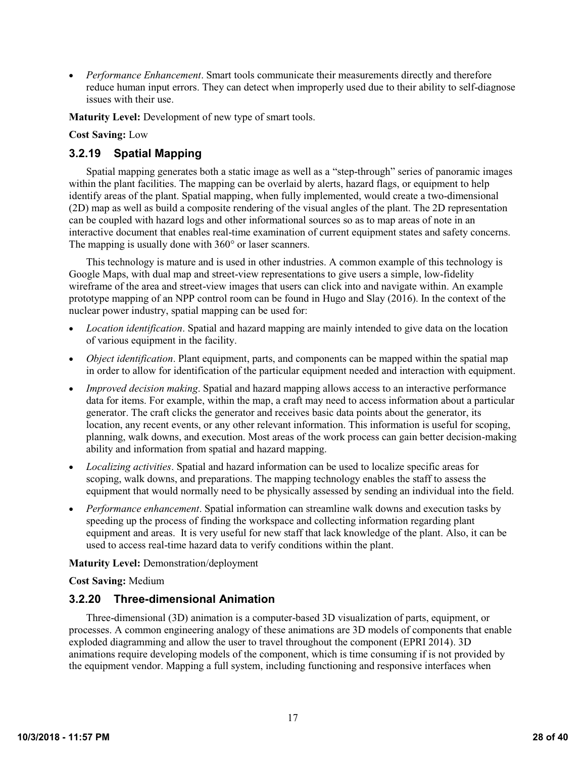- *Performance Enhancement*. Smart tools communicate their measurements directly and therefore reduce human input errors. They can detect when improperly used due to their ability to self-diagnose issues with their use.

**Maturity Level:** Development of new type of smart tools.

**Cost Saving:** Low

### 3.2.19 Spatial Mapping

Spatial mapping generates both a static image as well as a "step-through" series of panoramic images within the plant facilities. The mapping can be overlaid by alerts, hazard flags, or equipment to help identify areas of the plant. Spatial mapping, when fully implemented, would create a two-dimensional (2D) map as well as build a composite rendering of the visual angles of the plant. The 2D representation can be coupled with hazard logs and other informational sources so as to map areas of note in an interactive document that enables real-time examination of current equipment states and safety concerns. The mapping is usually done with 360° or laser scanners.

This technology is mature and is used in other industries. A common example of this technology is Google Maps, with dual map and street-view representations to give users a simple, low-fidelity wireframe of the area and street-view images that users can click into and navigate within. An example prototype mapping of an NPP control room can be found in Hugo and Slay (2016). In the context of the nuclear power industry, spatial mapping can be used for:

- *Location identification*. Spatial and hazard mapping are mainly intended to give data on the location of various equipment in the facility.
- *Object identification*. Plant equipment, parts, and components can be mapped within the spatial map in order to allow for identification of the particular equipment needed and interaction with equipment.
- *Improved decision making*. Spatial and hazard mapping allows access to an interactive performance data for items. For example, within the map, a craft may need to access information about a particular generator. The craft clicks the generator and receives basic data points about the generator, its location, any recent events, or any other relevant information. This information is useful for scoping, planning, walk downs, and execution. Most areas of the work process can gain better decision-making ability and information from spatial and hazard mapping.
- *Localizing activities*. Spatial and hazard information can be used to localize specific areas for scoping, walk downs, and preparations. The mapping technology enables the staff to assess the equipment that would normally need to be physically assessed by sending an individual into the field.
- *Performance enhancement*. Spatial information can streamline walk downs and execution tasks by speeding up the process of finding the workspace and collecting information regarding plant equipment and areas. It is very useful for new staff that lack knowledge of the plant. Also, it can be used to access real-time hazard data to verify conditions within the plant.

**Maturity Level:** Demonstration/deployment

**Cost Saving:** Medium

### 3.2.20 Three-dimensional Animation

Three-dimensional (3D) animation is a computer-based 3D visualization of parts, equipment, or processes. A common engineering analogy of these animations are 3D models of components that enable exploded diagramming and allow the user to travel throughout the component (EPRI 2014). 3D animations require developing models of the component, which is time consuming if is not provided by the equipment vendor. Mapping a full system, including functioning and responsive interfaces when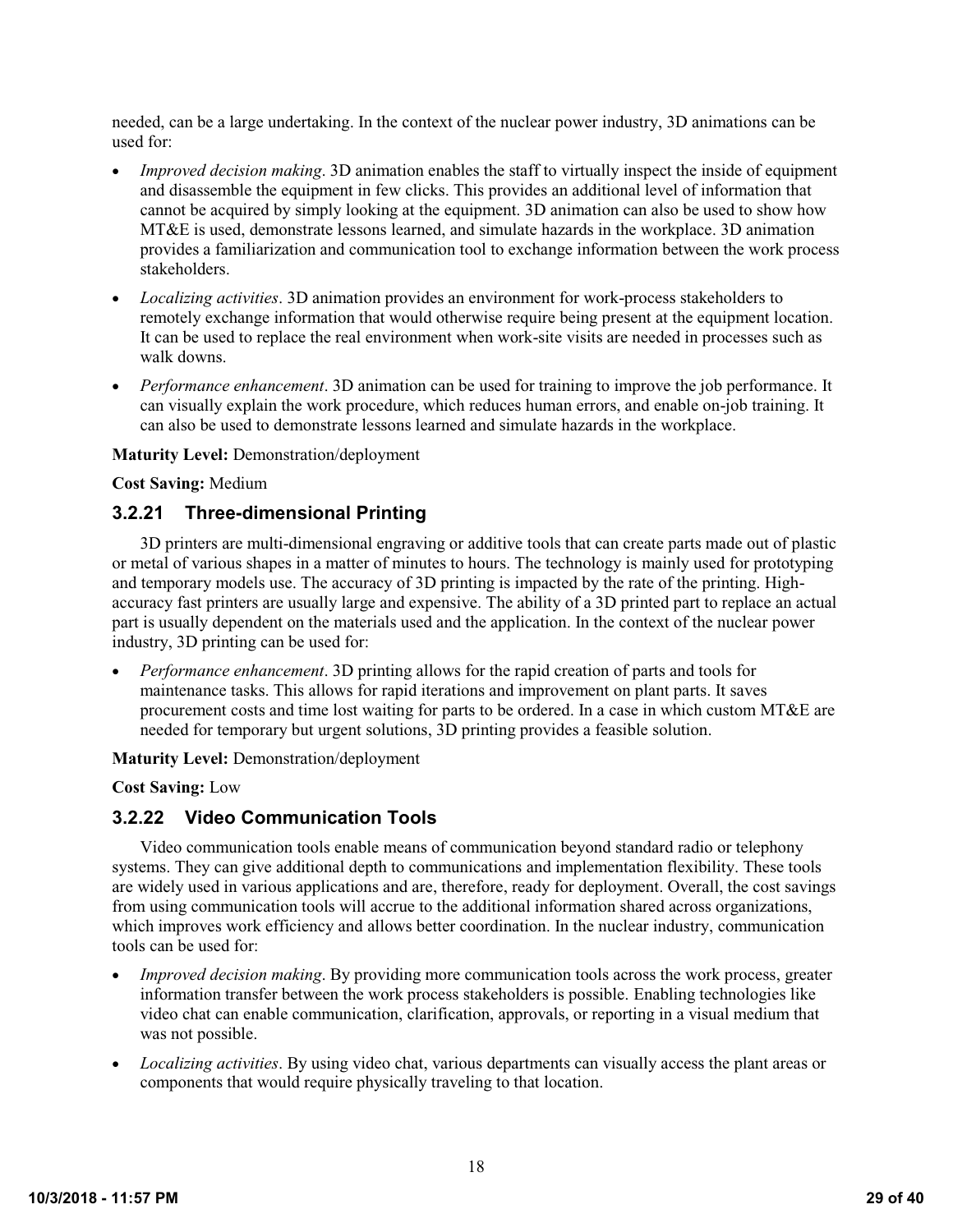needed, can be a large undertaking. In the context of the nuclear power industry, 3D animations can be used for:

- *Improved decision making*. 3D animation enables the staff to virtually inspect the inside of equipment and disassemble the equipment in few clicks. This provides an additional level of information that cannot be acquired by simply looking at the equipment. 3D animation can also be used to show how MT&E is used, demonstrate lessons learned, and simulate hazards in the workplace. 3D animation provides a familiarization and communication tool to exchange information between the work process stakeholders.
- *Localizing activities*. 3D animation provides an environment for work-process stakeholders to remotely exchange information that would otherwise require being present at the equipment location. It can be used to replace the real environment when work-site visits are needed in processes such as walk downs.
- *Performance enhancement*. 3D animation can be used for training to improve the job performance. It can visually explain the work procedure, which reduces human errors, and enable on-job training. It can also be used to demonstrate lessons learned and simulate hazards in the workplace.

**Maturity Level:** Demonstration/deployment

**Cost Saving:** Medium

### 3.2.21 Three-dimensional Printing

3D printers are multi-dimensional engraving or additive tools that can create parts made out of plastic or metal of various shapes in a matter of minutes to hours. The technology is mainly used for prototyping and temporary models use. The accuracy of 3D printing is impacted by the rate of the printing. High-accuracy fast printers are usually large and expensive. The ability of a 3D printed part to replace an actual part is usually dependent on the materials used and the application. In the context of the nuclear power industry, 3D printing can be used for:

- *Performance enhancement*. 3D printing allows for the rapid creation of parts and tools for maintenance tasks. This allows for rapid iterations and improvement on plant parts. It saves procurement costs and time lost waiting for parts to be ordered. In a case in which custom MT&E are needed for temporary but urgent solutions, 3D printing provides a feasible solution.

**Maturity Level:** Demonstration/deployment

**Cost Saving:** Low

### 3.2.22 Video Communication Tools

Video communication tools enable means of communication beyond standard radio or telephony systems. They can give additional depth to communications and implementation flexibility. These tools are widely used in various applications and are, therefore, ready for deployment. Overall, the cost savings from using communication tools will accrue to the additional information shared across organizations, which improves work efficiency and allows better coordination. In the nuclear industry, communication tools can be used for:

- *Improved decision making*. By providing more communication tools across the work process, greater information transfer between the work process stakeholders is possible. Enabling technologies like video chat can enable communication, clarification, approvals, or reporting in a visual medium that was not possible.
- *Localizing activities*. By using video chat, various departments can visually access the plant areas or components that would require physically traveling to that location.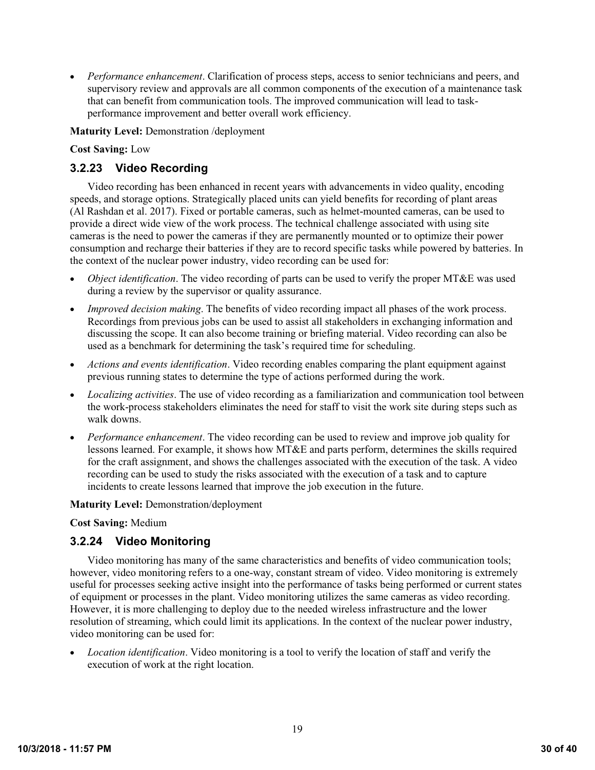- *Performance enhancement*. Clarification of process steps, access to senior technicians and peers, and supervisory review and approvals are all common components of the execution of a maintenance task that can benefit from communication tools. The improved communication will lead to task-performance improvement and better overall work efficiency.

**Maturity Level:** Demonstration /deployment

**Cost Saving:** Low

### 3.2.23 Video Recording

Video recording has been enhanced in recent years with advancements in video quality, encoding speeds, and storage options. Strategically placed units can yield benefits for recording of plant areas (Al Rashdan et al. 2017). Fixed or portable cameras, such as helmet-mounted cameras, can be used to provide a direct wide view of the work process. The technical challenge associated with using site cameras is the need to power the cameras if they are permanently mounted or to optimize their power consumption and recharge their batteries if they are to record specific tasks while powered by batteries. In the context of the nuclear power industry, video recording can be used for:

- *Object identification*. The video recording of parts can be used to verify the proper MT&E was used during a review by the supervisor or quality assurance.
- *Improved decision making*. The benefits of video recording impact all phases of the work process. Recordings from previous jobs can be used to assist all stakeholders in exchanging information and discussing the scope. It can also become training or briefing material. Video recording can also be used as a benchmark for determining the task's required time for scheduling.
- *Actions and events identification*. Video recording enables comparing the plant equipment against previous running states to determine the type of actions performed during the work.
- *Localizing activities*. The use of video recording as a familiarization and communication tool between the work-process stakeholders eliminates the need for staff to visit the work site during steps such as walk downs.
- *Performance enhancement*. The video recording can be used to review and improve job quality for lessons learned. For example, it shows how MT&E and parts perform, determines the skills required for the craft assignment, and shows the challenges associated with the execution of the task. A video recording can be used to study the risks associated with the execution of a task and to capture incidents to create lessons learned that improve the job execution in the future.

**Maturity Level:** Demonstration/deployment

**Cost Saving:** Medium

### 3.2.24 Video Monitoring

Video monitoring has many of the same characteristics and benefits of video communication tools; however, video monitoring refers to a one-way, constant stream of video. Video monitoring is extremely useful for processes seeking active insight into the performance of tasks being performed or current states of equipment or processes in the plant. Video monitoring utilizes the same cameras as video recording. However, it is more challenging to deploy due to the needed wireless infrastructure and the lower resolution of streaming, which could limit its applications. In the context of the nuclear power industry, video monitoring can be used for:

- *Location identification*. Video monitoring is a tool to verify the location of staff and verify the execution of work at the right location.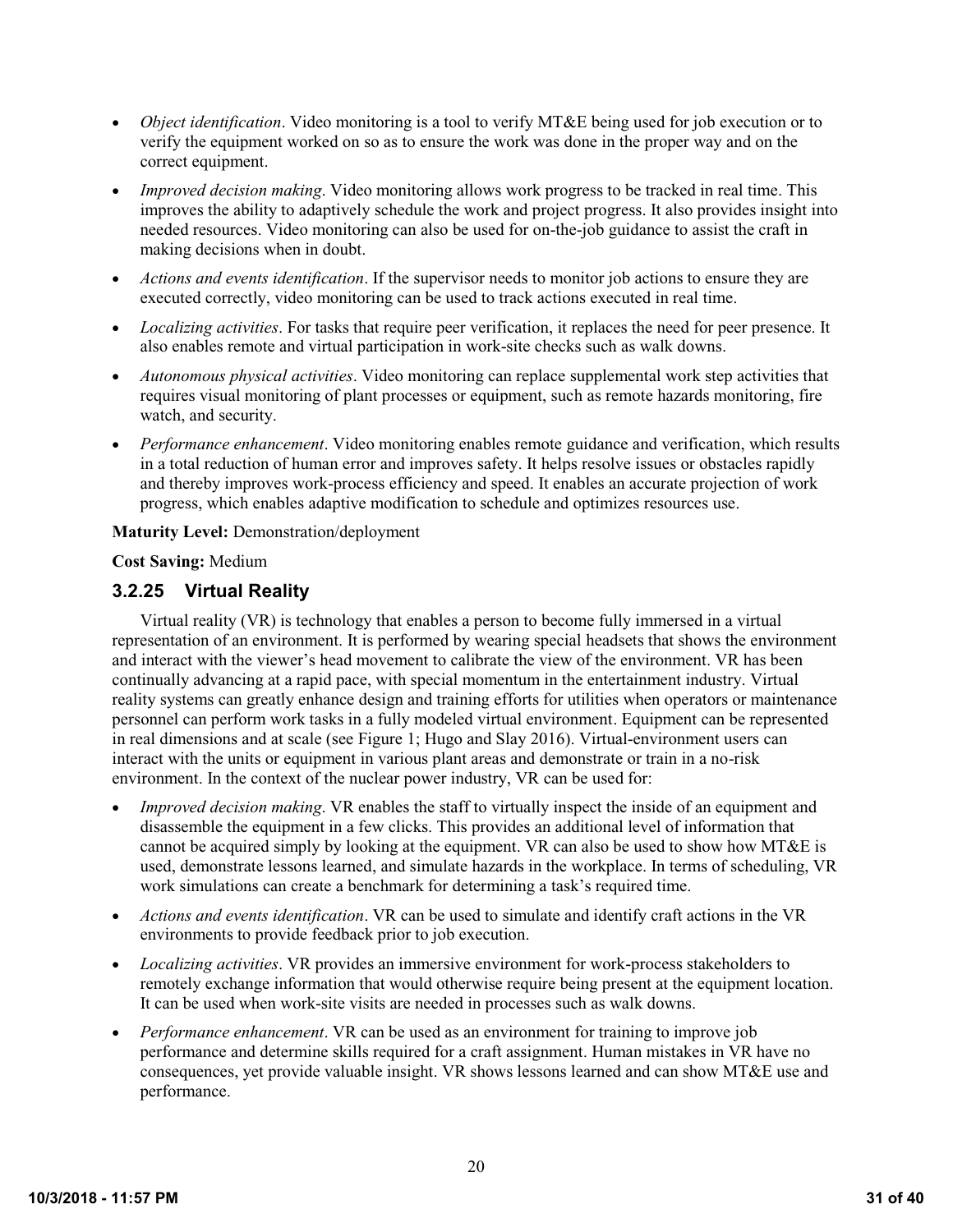- *Object identification*. Video monitoring is a tool to verify MT&E being used for job execution or to verify the equipment worked on so as to ensure the work was done in the proper way and on the correct equipment.
- *Improved decision making*. Video monitoring allows work progress to be tracked in real time. This improves the ability to adaptively schedule the work and project progress. It also provides insight into needed resources. Video monitoring can also be used for on-the-job guidance to assist the craft in making decisions when in doubt.
- *Actions and events identification*. If the supervisor needs to monitor job actions to ensure they are executed correctly, video monitoring can be used to track actions executed in real time.
- *Localizing activities*. For tasks that require peer verification, it replaces the need for peer presence. It also enables remote and virtual participation in work-site checks such as walk downs.
- *Autonomous physical activities*. Video monitoring can replace supplemental work step activities that requires visual monitoring of plant processes or equipment, such as remote hazards monitoring, fire watch, and security.
- *Performance enhancement*. Video monitoring enables remote guidance and verification, which results in a total reduction of human error and improves safety. It helps resolve issues or obstacles rapidly and thereby improves work-process efficiency and speed. It enables an accurate projection of work progress, which enables adaptive modification to schedule and optimizes resources use.

**Maturity Level:** Demonstration/deployment

**Cost Saving:** Medium

### 3.2.25 Virtual Reality

Virtual reality (VR) is technology that enables a person to become fully immersed in a virtual representation of an environment. It is performed by wearing special headsets that shows the environment and interact with the viewer's head movement to calibrate the view of the environment. VR has been continually advancing at a rapid pace, with special momentum in the entertainment industry. Virtual reality systems can greatly enhance design and training efforts for utilities when operators or maintenance personnel can perform work tasks in a fully modeled virtual environment. Equipment can be represented in real dimensions and at scale (see Figure 1; Hugo and Slay 2016). Virtual-environment users can interact with the units or equipment in various plant areas and demonstrate or train in a no-risk environment. In the context of the nuclear power industry, VR can be used for:

- *Improved decision making*. VR enables the staff to virtually inspect the inside of an equipment and disassemble the equipment in a few clicks. This provides an additional level of information that cannot be acquired simply by looking at the equipment. VR can also be used to show how MT&E is used, demonstrate lessons learned, and simulate hazards in the workplace. In terms of scheduling, VR work simulations can create a benchmark for determining a task's required time.
- *Actions and events identification*. VR can be used to simulate and identify craft actions in the VR environments to provide feedback prior to job execution.
- *Localizing activities*. VR provides an immersive environment for work-process stakeholders to remotely exchange information that would otherwise require being present at the equipment location. It can be used when work-site visits are needed in processes such as walk downs.
- *Performance enhancement*. VR can be used as an environment for training to improve job performance and determine skills required for a craft assignment. Human mistakes in VR have no consequences, yet provide valuable insight. VR shows lessons learned and can show MT&E use and performance.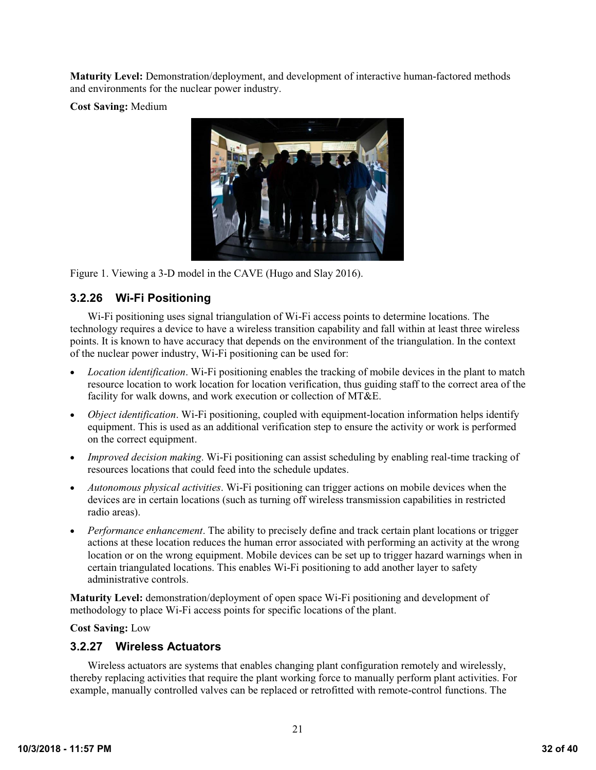**Maturity Level:** Demonstration/deployment, and development of interactive human-factored methods and environments for the nuclear power industry.

**Cost Saving:** Medium

Figure 1. Viewing a 3-D model in the CAVE (Hugo and Slay 2016).

### 3.2.26 Wi-Fi Positioning

Wi-Fi positioning uses signal triangulation of Wi-Fi access points to determine locations. The technology requires a device to have a wireless transition capability and fall within at least three wireless points. It is known to have accuracy that depends on the environment of the triangulation. In the context of the nuclear power industry, Wi-Fi positioning can be used for:

- *Location identification*. Wi-Fi positioning enables the tracking of mobile devices in the plant to match resource location to work location for location verification, thus guiding staff to the correct area of the facility for walk downs, and work execution or collection of MT&E.
- *Object identification*. Wi-Fi positioning, coupled with equipment-location information helps identify equipment. This is used as an additional verification step to ensure the activity or work is performed on the correct equipment.
- *Improved decision making*. Wi-Fi positioning can assist scheduling by enabling real-time tracking of resources locations that could feed into the schedule updates.
- *Autonomous physical activities*. Wi-Fi positioning can trigger actions on mobile devices when the devices are in certain locations (such as turning off wireless transmission capabilities in restricted radio areas).
- *Performance enhancement*. The ability to precisely define and track certain plant locations or trigger actions at these location reduces the human error associated with performing an activity at the wrong location or on the wrong equipment. Mobile devices can be set up to trigger hazard warnings when in certain triangulated locations. This enables Wi-Fi positioning to add another layer to safety administrative controls.

**Maturity Level:** demonstration/deployment of open space Wi-Fi positioning and development of methodology to place Wi-Fi access points for specific locations of the plant.

**Cost Saving:** Low

### 3.2.27 Wireless Actuators

Wireless actuators are systems that enables changing plant configuration remotely and wirelessly, thereby replacing activities that require the plant working force to manually perform plant activities. For example, manually controlled valves can be replaced or retrofitted with remote-control functions. The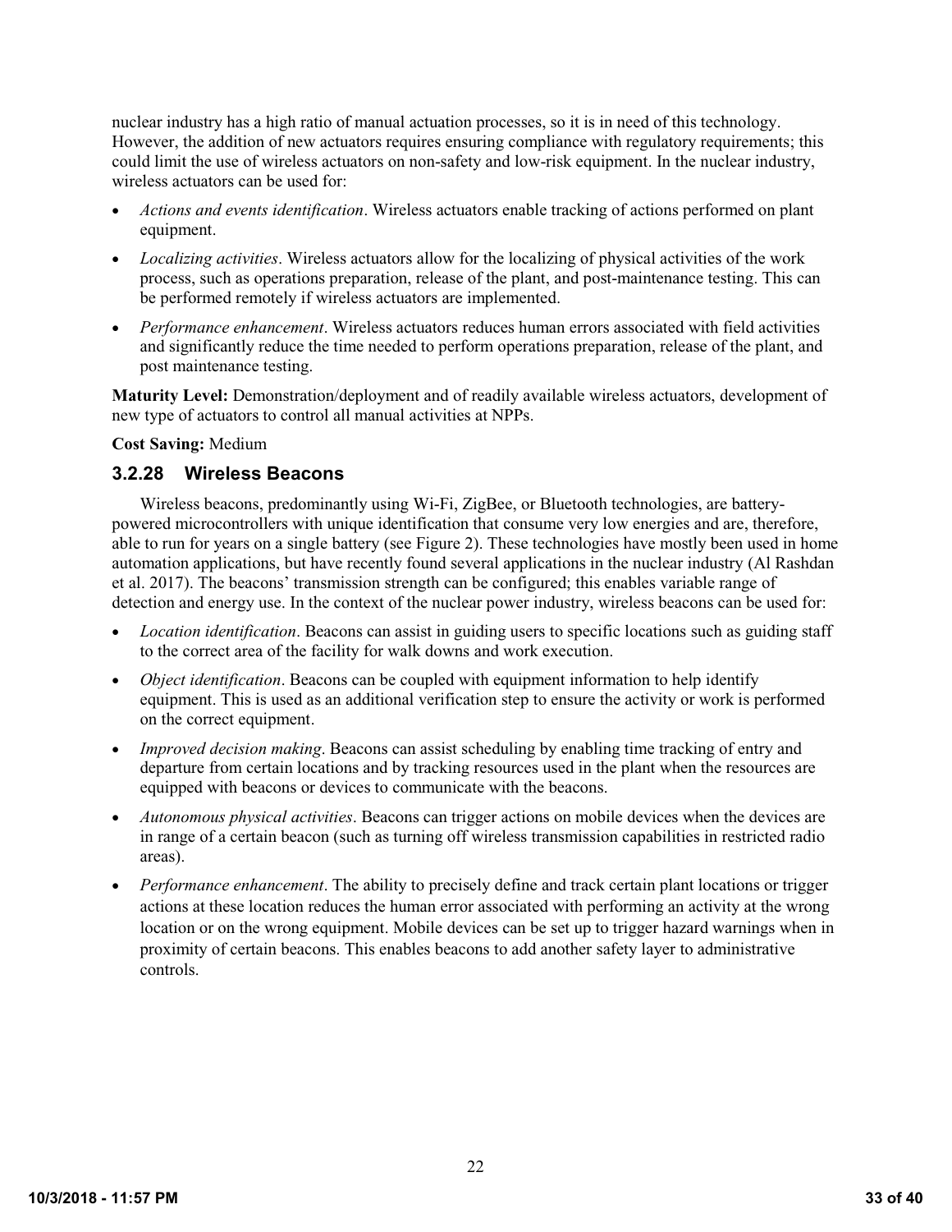nuclear industry has a high ratio of manual actuation processes, so it is in need of this technology. However, the addition of new actuators requires ensuring compliance with regulatory requirements; this could limit the use of wireless actuators on non-safety and low-risk equipment. In the nuclear industry, wireless actuators can be used for:

- *Actions and events identification*. Wireless actuators enable tracking of actions performed on plant equipment.
- *Localizing activities*. Wireless actuators allow for the localizing of physical activities of the work process, such as operations preparation, release of the plant, and post-maintenance testing. This can be performed remotely if wireless actuators are implemented.
- *Performance enhancement*. Wireless actuators reduces human errors associated with field activities and significantly reduce the time needed to perform operations preparation, release of the plant, and post maintenance testing.

**Maturity Level:** Demonstration/deployment and of readily available wireless actuators, development of new type of actuators to control all manual activities at NPPs.

**Cost Saving:** Medium

### 3.2.28 Wireless Beacons

Wireless beacons, predominantly using Wi-Fi, ZigBee, or Bluetooth technologies, are battery-powered microcontrollers with unique identification that consume very low energies and are, therefore, able to run for years on a single battery (see Figure 2). These technologies have mostly been used in home automation applications, but have recently found several applications in the nuclear industry (Al Rashdan et al. 2017). The beacons' transmission strength can be configured; this enables variable range of detection and energy use. In the context of the nuclear power industry, wireless beacons can be used for:

- *Location identification*. Beacons can assist in guiding users to specific locations such as guiding staff to the correct area of the facility for walk downs and work execution.
- *Object identification*. Beacons can be coupled with equipment information to help identify equipment. This is used as an additional verification step to ensure the activity or work is performed on the correct equipment.
- *Improved decision making*. Beacons can assist scheduling by enabling time tracking of entry and departure from certain locations and by tracking resources used in the plant when the resources are equipped with beacons or devices to communicate with the beacons.
- *Autonomous physical activities*. Beacons can trigger actions on mobile devices when the devices are in range of a certain beacon (such as turning off wireless transmission capabilities in restricted radio areas).
- *Performance enhancement*. The ability to precisely define and track certain plant locations or trigger actions at these location reduces the human error associated with performing an activity at the wrong location or on the wrong equipment. Mobile devices can be set up to trigger hazard warnings when in proximity of certain beacons. This enables beacons to add another safety layer to administrative controls.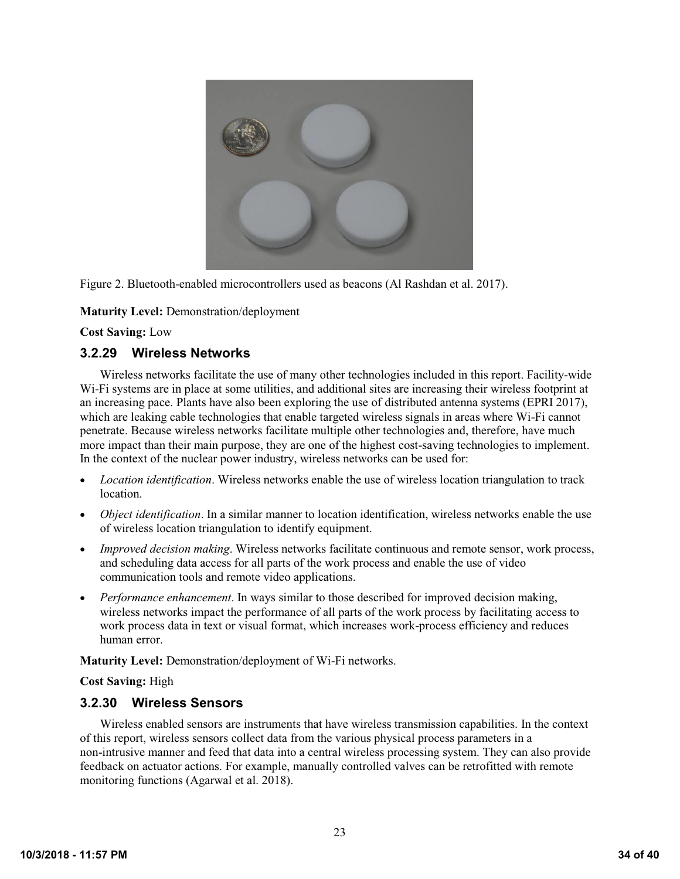Figure 2. Bluetooth-enabled microcontrollers used as beacons (Al Rashdan et al. 2017).

**Maturity Level:** Demonstration/deployment

**Cost Saving:** Low

### 3.2.29 Wireless Networks

Wireless networks facilitate the use of many other technologies included in this report. Facility-wide Wi-Fi systems are in place at some utilities, and additional sites are increasing their wireless footprint at an increasing pace. Plants have also been exploring the use of distributed antenna systems (EPRI 2017), which are leaking cable technologies that enable targeted wireless signals in areas where Wi-Fi cannot penetrate. Because wireless networks facilitate multiple other technologies and, therefore, have much more impact than their main purpose, they are one of the highest cost-saving technologies to implement. In the context of the nuclear power industry, wireless networks can be used for:

- *Location identification*. Wireless networks enable the use of wireless location triangulation to track location.
- *Object identification*. In a similar manner to location identification, wireless networks enable the use of wireless location triangulation to identify equipment.
- *Improved decision making*. Wireless networks facilitate continuous and remote sensor, work process, and scheduling data access for all parts of the work process and enable the use of video communication tools and remote video applications.
- *Performance enhancement*. In ways similar to those described for improved decision making, wireless networks impact the performance of all parts of the work process by facilitating access to work process data in text or visual format, which increases work-process efficiency and reduces human error.

**Maturity Level:** Demonstration/deployment of Wi-Fi networks.

**Cost Saving:** High

### 3.2.30 Wireless Sensors

Wireless enabled sensors are instruments that have wireless transmission capabilities. In the context of this report, wireless sensors collect data from the various physical process parameters in a non-intrusive manner and feed that data into a central wireless processing system. They can also provide feedback on actuator actions. For example, manually controlled valves can be retrofitted with remote monitoring functions (Agarwal et al. 2018).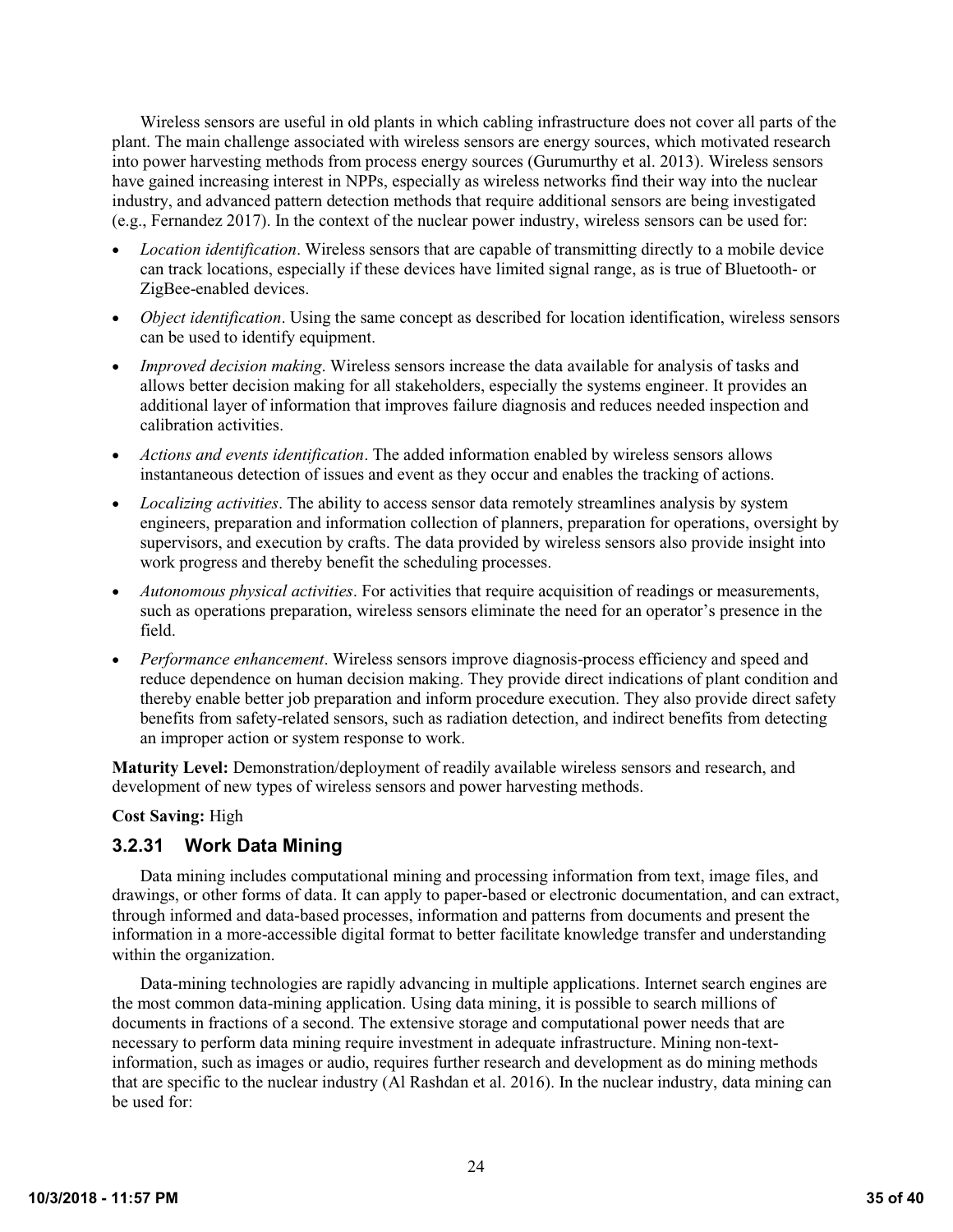Wireless sensors are useful in old plants in which cabling infrastructure does not cover all parts of the plant. The main challenge associated with wireless sensors are energy sources, which motivated research into power harvesting methods from process energy sources (Gurumurthy et al. 2013). Wireless sensors have gained increasing interest in NPPs, especially as wireless networks find their way into the nuclear industry, and advanced pattern detection methods that require additional sensors are being investigated (e.g., Fernandez 2017). In the context of the nuclear power industry, wireless sensors can be used for:

- *Location identification*. Wireless sensors that are capable of transmitting directly to a mobile device can track locations, especially if these devices have limited signal range, as is true of Bluetooth- or ZigBee-enabled devices.
- *Object identification*. Using the same concept as described for location identification, wireless sensors can be used to identify equipment.
- *Improved decision making*. Wireless sensors increase the data available for analysis of tasks and allows better decision making for all stakeholders, especially the systems engineer. It provides an additional layer of information that improves failure diagnosis and reduces needed inspection and calibration activities.
- *Actions and events identification*. The added information enabled by wireless sensors allows instantaneous detection of issues and event as they occur and enables the tracking of actions.
- *Localizing activities*. The ability to access sensor data remotely streamlines analysis by system engineers, preparation and information collection of planners, preparation for operations, oversight by supervisors, and execution by crafts. The data provided by wireless sensors also provide insight into work progress and thereby benefit the scheduling processes.
- *Autonomous physical activities*. For activities that require acquisition of readings or measurements, such as operations preparation, wireless sensors eliminate the need for an operator's presence in the field.
- *Performance enhancement*. Wireless sensors improve diagnosis-process efficiency and speed and reduce dependence on human decision making. They provide direct indications of plant condition and thereby enable better job preparation and inform procedure execution. They also provide direct safety benefits from safety-related sensors, such as radiation detection, and indirect benefits from detecting an improper action or system response to work.

**Maturity Level:** Demonstration/deployment of readily available wireless sensors and research, and development of new types of wireless sensors and power harvesting methods.

**Cost Saving:** High

### 3.2.31 Work Data Mining

Data mining includes computational mining and processing information from text, image files, and drawings, or other forms of data. It can apply to paper-based or electronic documentation, and can extract, through informed and data-based processes, information and patterns from documents and present the information in a more-accessible digital format to better facilitate knowledge transfer and understanding within the organization.

Data-mining technologies are rapidly advancing in multiple applications. Internet search engines are the most common data-mining application. Using data mining, it is possible to search millions of documents in fractions of a second. The extensive storage and computational power needs that are necessary to perform data mining require investment in adequate infrastructure. Mining non-text-information, such as images or audio, requires further research and development as do mining methods that are specific to the nuclear industry (Al Rashdan et al. 2016). In the nuclear industry, data mining can be used for: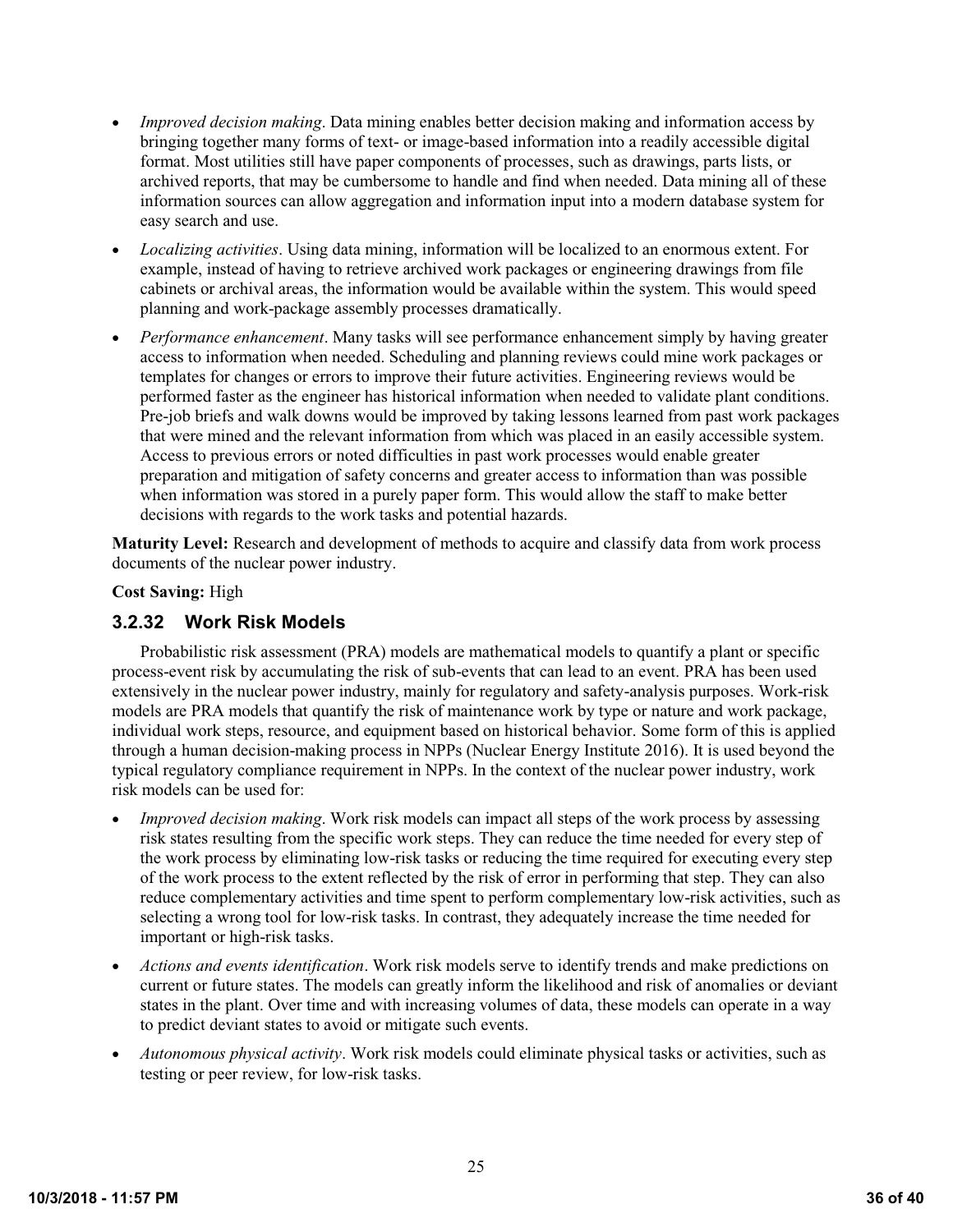- *Improved decision making*. Data mining enables better decision making and information access by bringing together many forms of text- or image-based information into a readily accessible digital format. Most utilities still have paper components of processes, such as drawings, parts lists, or archived reports, that may be cumbersome to handle and find when needed. Data mining all of these information sources can allow aggregation and information input into a modern database system for easy search and use.
- *Localizing activities*. Using data mining, information will be localized to an enormous extent. For example, instead of having to retrieve archived work packages or engineering drawings from file cabinets or archival areas, the information would be available within the system. This would speed planning and work-package assembly processes dramatically.
- *Performance enhancement*. Many tasks will see performance enhancement simply by having greater access to information when needed. Scheduling and planning reviews could mine work packages or templates for changes or errors to improve their future activities. Engineering reviews would be performed faster as the engineer has historical information when needed to validate plant conditions. Pre-job briefs and walk downs would be improved by taking lessons learned from past work packages that were mined and the relevant information from which was placed in an easily accessible system. Access to previous errors or noted difficulties in past work processes would enable greater preparation and mitigation of safety concerns and greater access to information than was possible when information was stored in a purely paper form. This would allow the staff to make better decisions with regards to the work tasks and potential hazards.

**Maturity Level:** Research and development of methods to acquire and classify data from work process documents of the nuclear power industry.

**Cost Saving:** High

### 3.2.32 Work Risk Models

Probabilistic risk assessment (PRA) models are mathematical models to quantify a plant or specific process-event risk by accumulating the risk of sub-events that can lead to an event. PRA has been used extensively in the nuclear power industry, mainly for regulatory and safety-analysis purposes. Work-risk models are PRA models that quantify the risk of maintenance work by type or nature and work package, individual work steps, resource, and equipment based on historical behavior. Some form of this is applied through a human decision-making process in NPPs (Nuclear Energy Institute 2016). It is used beyond the typical regulatory compliance requirement in NPPs. In the context of the nuclear power industry, work risk models can be used for:

- *Improved decision making*. Work risk models can impact all steps of the work process by assessing risk states resulting from the specific work steps. They can reduce the time needed for every step of the work process by eliminating low-risk tasks or reducing the time required for executing every step of the work process to the extent reflected by the risk of error in performing that step. They can also reduce complementary activities and time spent to perform complementary low-risk activities, such as selecting a wrong tool for low-risk tasks. In contrast, they adequately increase the time needed for important or high-risk tasks.
- *Actions and events identification*. Work risk models serve to identify trends and make predictions on current or future states. The models can greatly inform the likelihood and risk of anomalies or deviant states in the plant. Over time and with increasing volumes of data, these models can operate in a way to predict deviant states to avoid or mitigate such events.
- *Autonomous physical activity*. Work risk models could eliminate physical tasks or activities, such as testing or peer review, for low-risk tasks.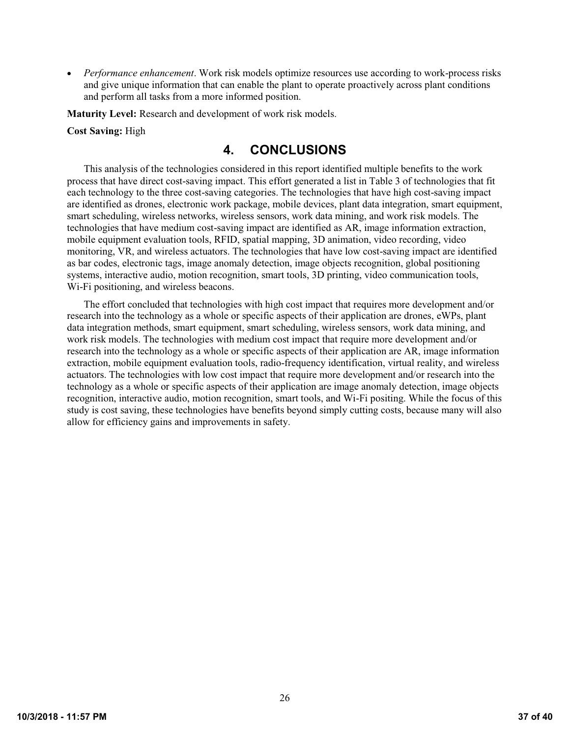- *Performance enhancement*. Work risk models optimize resources use according to work-process risks and give unique information that can enable the plant to operate proactively across plant conditions and perform all tasks from a more informed position.

**Maturity Level:** Research and development of work risk models.

**Cost Saving:** High

# 4. CONCLUSIONS

This analysis of the technologies considered in this report identified multiple benefits to the work process that have direct cost-saving impact. This effort generated a list in Table 3 of technologies that fit each technology to the three cost-saving categories. The technologies that have high cost-saving impact are identified as drones, electronic work package, mobile devices, plant data integration, smart equipment, smart scheduling, wireless networks, wireless sensors, work data mining, and work risk models. The technologies that have medium cost-saving impact are identified as AR, image information extraction, mobile equipment evaluation tools, RFID, spatial mapping, 3D animation, video recording, video monitoring, VR, and wireless actuators. The technologies that have low cost-saving impact are identified as bar codes, electronic tags, image anomaly detection, image objects recognition, global positioning systems, interactive audio, motion recognition, smart tools, 3D printing, video communication tools, Wi-Fi positioning, and wireless beacons.

The effort concluded that technologies with high cost impact that requires more development and/or research into the technology as a whole or specific aspects of their application are drones, eWPs, plant data integration methods, smart equipment, smart scheduling, wireless sensors, work data mining, and work risk models. The technologies with medium cost impact that require more development and/or research into the technology as a whole or specific aspects of their application are AR, image information extraction, mobile equipment evaluation tools, radio-frequency identification, virtual reality, and wireless actuators. The technologies with low cost impact that require more development and/or research into the technology as a whole or specific aspects of their application are image anomaly detection, image objects recognition, interactive audio, motion recognition, smart tools, and Wi-Fi positing. While the focus of this study is cost saving, these technologies have benefits beyond simply cutting costs, because many will also allow for efficiency gains and improvements in safety.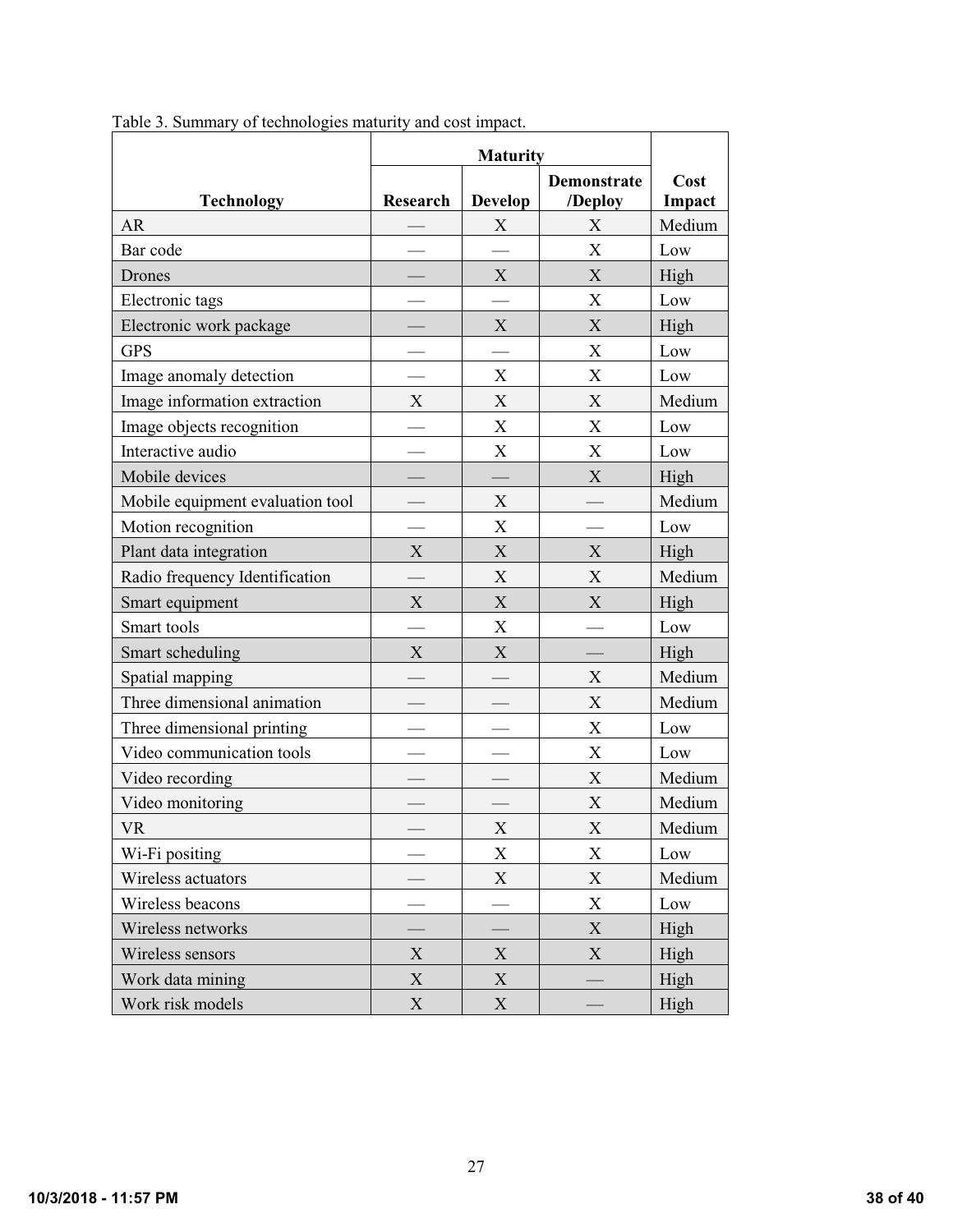Table 3. Summary of technologies maturity and cost impact.

| Technology | Maturity | | | Cost Impact |
|---|---|---|---|---|
| | Research | Develop | Demonstrate /Deploy | |
| AR | — | X | X | Medium |
| Bar code | — | — | X | Low |
| Drones | — | X | X | High |
| Electronic tags | — | — | X | Low |
| Electronic work package | — | X | X | High |
| GPS | — | — | X | Low |
| Image anomaly detection | — | X | X | Low |
| Image information extraction | X | X | X | Medium |
| Image objects recognition | — | X | X | Low |
| Interactive audio | — | X | X | Low |
| Mobile devices | — | — | X | High |
| Mobile equipment evaluation tool | — | X | — | Medium |
| Motion recognition | — | X | — | Low |
| Plant data integration | X | X | X | High |
| Radio frequency Identification | — | X | X | Medium |
| Smart equipment | X | X | X | High |
| Smart tools | — | X | — | Low |
| Smart scheduling | X | X | — | High |
| Spatial mapping | — | — | X | Medium |
| Three dimensional animation | — | — | X | Medium |
| Three dimensional printing | — | — | X | Low |
| Video communication tools | — | — | X | Low |
| Video recording | — | — | X | Medium |
| Video monitoring | — | — | X | Medium |
| VR | — | X | X | Medium |
| Wi-Fi positing | — | X | X | Low |
| Wireless actuators | — | X | X | Medium |
| Wireless beacons | — | — | X | Low |
| Wireless networks | — | — | X | High |
| Wireless sensors | X | X | X | High |
| Work data mining | X | X | — | High |
| Work risk models | X | X | — | High |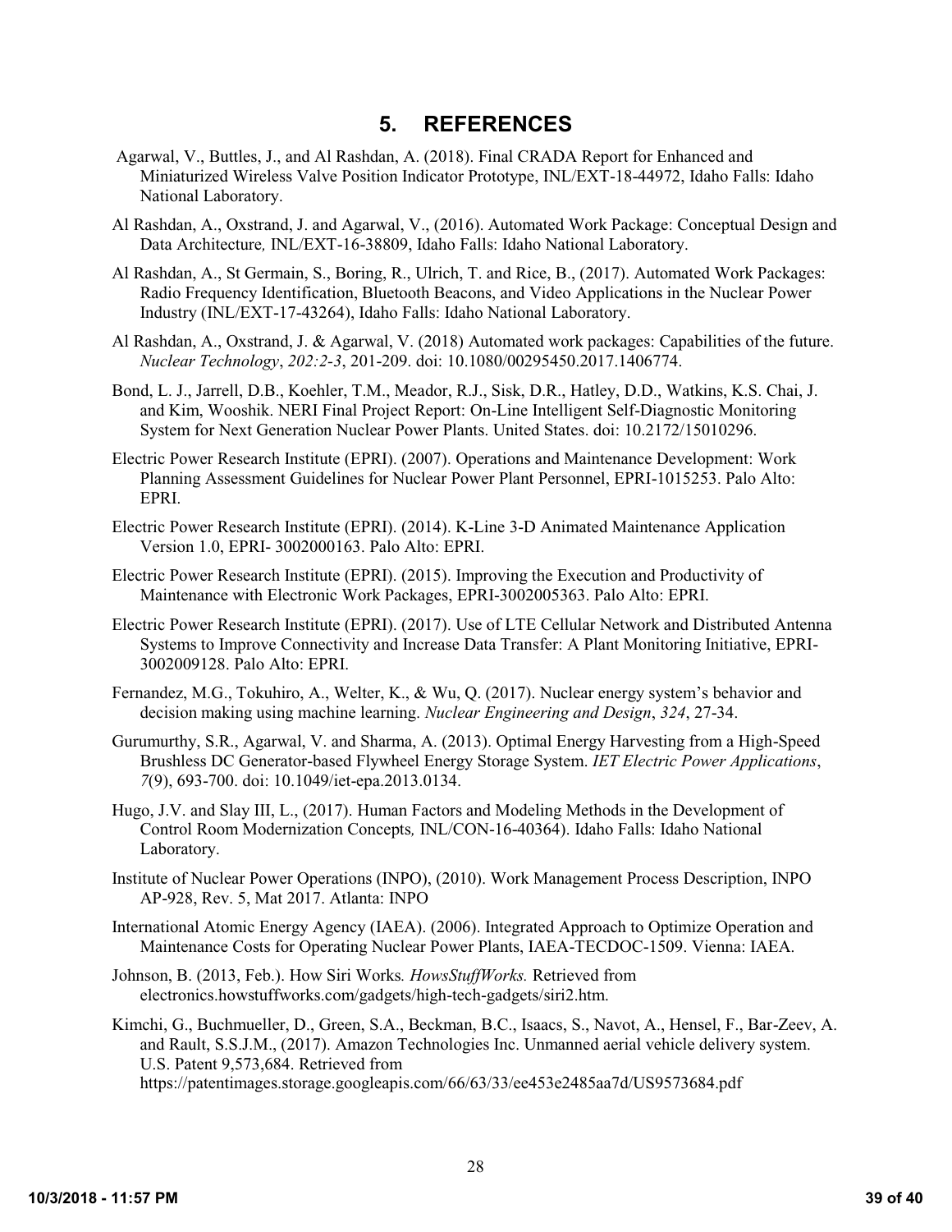# 5. REFERENCES

Agarwal, V., Buttles, J., and Al Rashdan, A. (2018). Final CRADA Report for Enhanced and Miniaturized Wireless Valve Position Indicator Prototype, INL/EXT-18-44972, Idaho Falls: Idaho National Laboratory.

Al Rashdan, A., Oxstrand, J. and Agarwal, V., (2016). Automated Work Package: Conceptual Design and Data Architecture*,* INL/EXT-16-38809, Idaho Falls: Idaho National Laboratory.

Al Rashdan, A., St Germain, S., Boring, R., Ulrich, T. and Rice, B., (2017). Automated Work Packages: Radio Frequency Identification, Bluetooth Beacons, and Video Applications in the Nuclear Power Industry (INL/EXT-17-43264), Idaho Falls: Idaho National Laboratory.

Al Rashdan, A., Oxstrand, J. & Agarwal, V. (2018) Automated work packages: Capabilities of the future. *Nuclear Technology*, *202:2-3*, 201-209. doi: 10.1080/00295450.2017.1406774.

Bond, L. J., Jarrell, D.B., Koehler, T.M., Meador, R.J., Sisk, D.R., Hatley, D.D., Watkins, K.S. Chai, J. and Kim, Wooshik. NERI Final Project Report: On-Line Intelligent Self-Diagnostic Monitoring System for Next Generation Nuclear Power Plants. United States. doi: 10.2172/15010296.

Electric Power Research Institute (EPRI). (2007). Operations and Maintenance Development: Work Planning Assessment Guidelines for Nuclear Power Plant Personnel, EPRI-1015253. Palo Alto: EPRI.

Electric Power Research Institute (EPRI). (2014). K-Line 3-D Animated Maintenance Application Version 1.0, EPRI- 3002000163. Palo Alto: EPRI.

Electric Power Research Institute (EPRI). (2015). Improving the Execution and Productivity of Maintenance with Electronic Work Packages, EPRI-3002005363. Palo Alto: EPRI.

Electric Power Research Institute (EPRI). (2017). Use of LTE Cellular Network and Distributed Antenna Systems to Improve Connectivity and Increase Data Transfer: A Plant Monitoring Initiative, EPRI-3002009128. Palo Alto: EPRI.

Fernandez, M.G., Tokuhiro, A., Welter, K., & Wu, Q. (2017). Nuclear energy system's behavior and decision making using machine learning. *Nuclear Engineering and Design*, *324*, 27-34.

Gurumurthy, S.R., Agarwal, V. and Sharma, A. (2013). Optimal Energy Harvesting from a High-Speed Brushless DC Generator-based Flywheel Energy Storage System. *IET Electric Power Applications*, *7*(9), 693-700. doi: 10.1049/iet-epa.2013.0134.

Hugo, J.V. and Slay III, L., (2017). Human Factors and Modeling Methods in the Development of Control Room Modernization Concepts*,* INL/CON-16-40364). Idaho Falls: Idaho National Laboratory.

Institute of Nuclear Power Operations (INPO), (2010). Work Management Process Description, INPO AP-928, Rev. 5, Mat 2017. Atlanta: INPO

International Atomic Energy Agency (IAEA). (2006). Integrated Approach to Optimize Operation and Maintenance Costs for Operating Nuclear Power Plants, IAEA-TECDOC-1509. Vienna: IAEA.

Johnson, B. (2013, Feb.). How Siri Works*. HowsStuffWorks.* Retrieved from electronics.howstuffworks.com/gadgets/high-tech-gadgets/siri2.htm.

Kimchi, G., Buchmueller, D., Green, S.A., Beckman, B.C., Isaacs, S., Navot, A., Hensel, F., Bar-Zeev, A. and Rault, S.S.J.M., (2017). Amazon Technologies Inc. Unmanned aerial vehicle delivery system. U.S. Patent 9,573,684. Retrieved from https://patentimages.storage.googleapis.com/66/63/33/ee453e2485aa7d/US9573684.pdf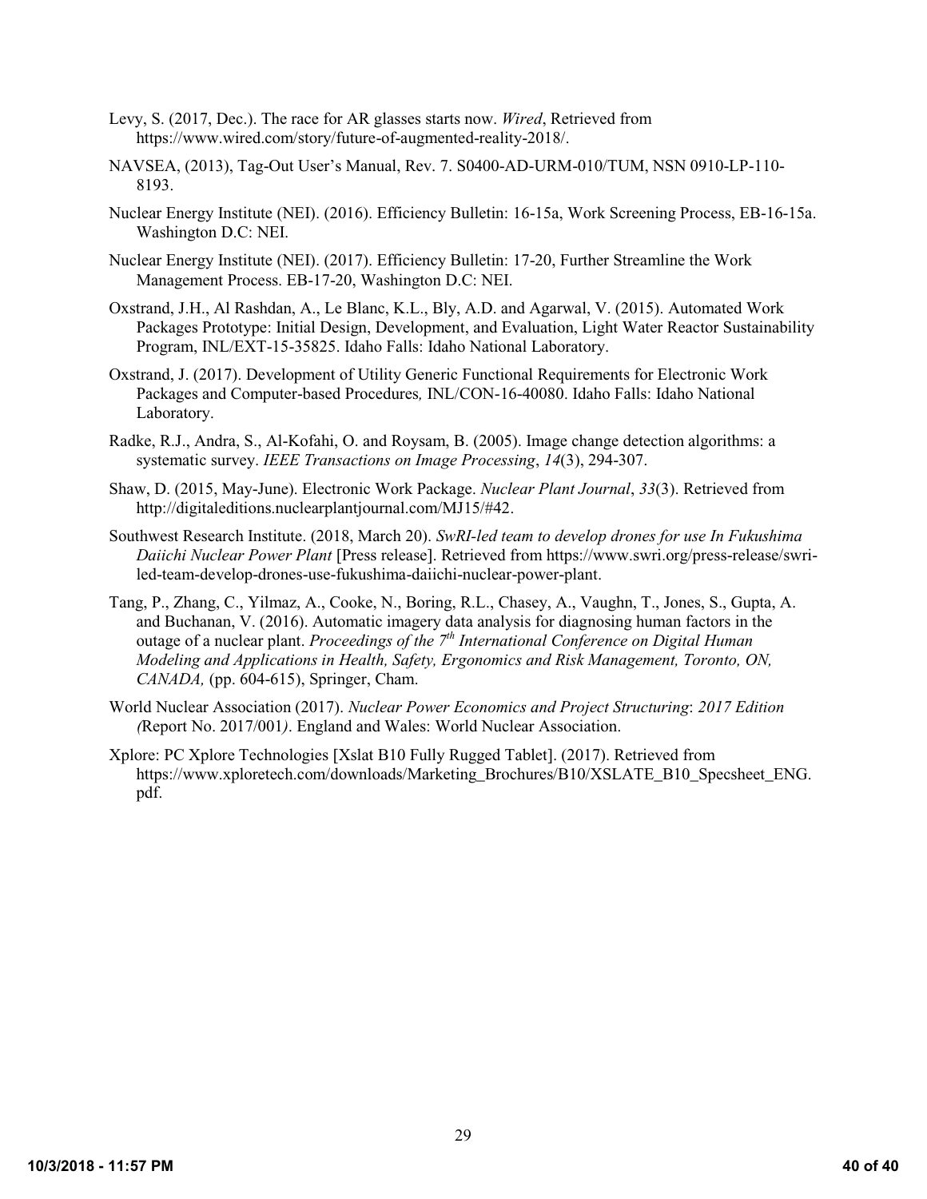Levy, S. (2017, Dec.). The race for AR glasses starts now. *Wired*, Retrieved from https://www.wired.com/story/future-of-augmented-reality-2018/.

NAVSEA, (2013), Tag-Out User's Manual, Rev. 7. S0400-AD-URM-010/TUM, NSN 0910-LP-110-8193.

Nuclear Energy Institute (NEI). (2016). Efficiency Bulletin: 16-15a, Work Screening Process, EB-16-15a. Washington D.C: NEI.

Nuclear Energy Institute (NEI). (2017). Efficiency Bulletin: 17-20, Further Streamline the Work Management Process. EB-17-20, Washington D.C: NEI.

Oxstrand, J.H., Al Rashdan, A., Le Blanc, K.L., Bly, A.D. and Agarwal, V. (2015). Automated Work Packages Prototype: Initial Design, Development, and Evaluation, Light Water Reactor Sustainability Program, INL/EXT-15-35825. Idaho Falls: Idaho National Laboratory.

Oxstrand, J. (2017). Development of Utility Generic Functional Requirements for Electronic Work Packages and Computer-based Procedures*,* INL/CON-16-40080. Idaho Falls: Idaho National Laboratory.

Radke, R.J., Andra, S., Al-Kofahi, O. and Roysam, B. (2005). Image change detection algorithms: a systematic survey. *IEEE Transactions on Image Processing*, *14*(3), 294-307.

Shaw, D. (2015, May-June). Electronic Work Package. *Nuclear Plant Journal*, *33*(3). Retrieved from http://digitaleditions.nuclearplantjournal.com/MJ15/#42.

Southwest Research Institute. (2018, March 20). *SwRI-led team to develop drones for use In Fukushima Daiichi Nuclear Power Plant* [Press release]. Retrieved from https://www.swri.org/press-release/swri-led-team-develop-drones-use-fukushima-daiichi-nuclear-power-plant.

Tang, P., Zhang, C., Yilmaz, A., Cooke, N., Boring, R.L., Chasey, A., Vaughn, T., Jones, S., Gupta, A. and Buchanan, V. (2016). Automatic imagery data analysis for diagnosing human factors in the outage of a nuclear plant. *Proceedings of the 7th International Conference on Digital Human Modeling and Applications in Health, Safety, Ergonomics and Risk Management, Toronto, ON, CANADA,* (pp. 604-615), Springer, Cham.

World Nuclear Association (2017). *Nuclear Power Economics and Project Structuring*: *2017 Edition (*Report No. 2017/001*)*. England and Wales: World Nuclear Association.

Xplore: PC Xplore Technologies [Xslat B10 Fully Rugged Tablet]. (2017). Retrieved from https://www.xploretech.com/downloads/Marketing_Brochures/B10/XSLATE_B10_Specsheet_ENG.pdf.